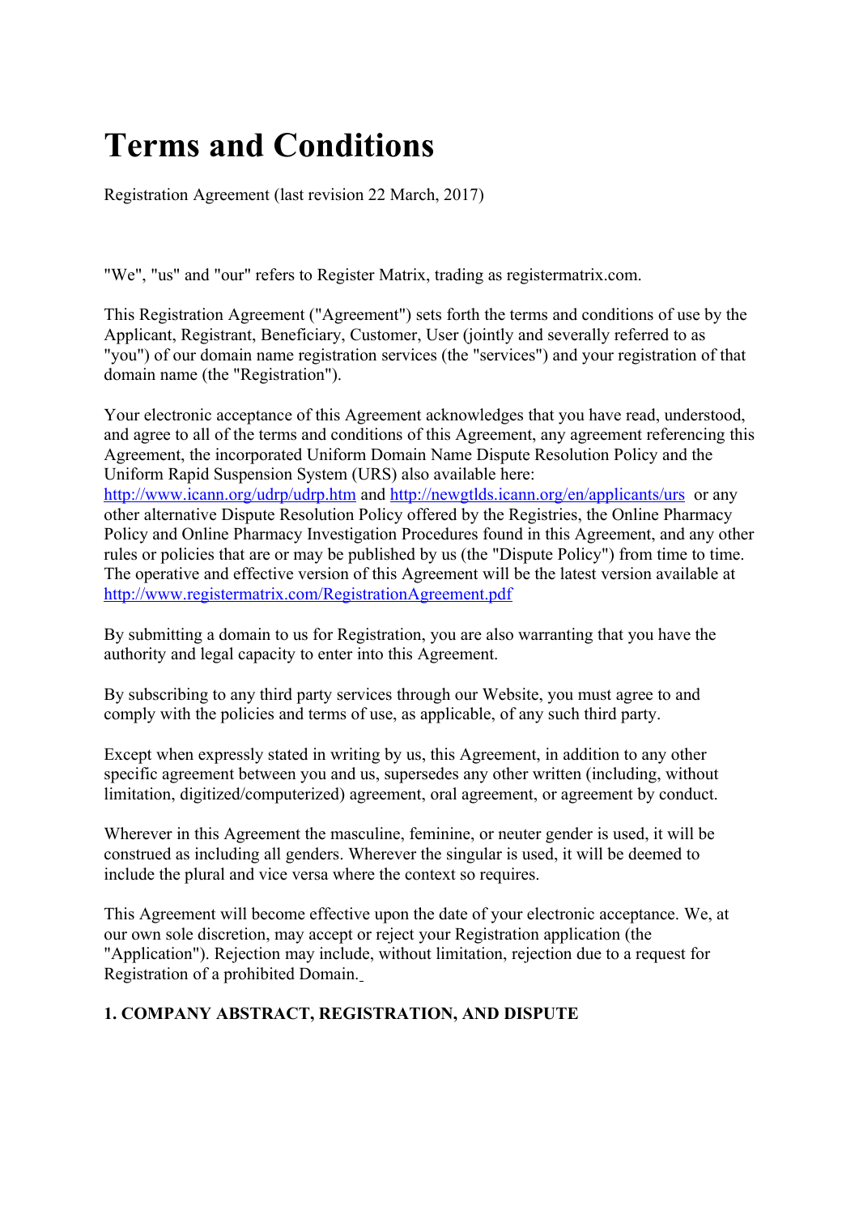# Terms and Conditions

Registration Agreement (last revision 22 March, 2017)

"We", "us" and "our" refers to Register Matrix, trading as registermatrix.com.

This Registration Agreement ("Agreement") sets forth the terms and conditions of use by the Applicant, Registrant, Beneficiary, Customer, User (jointly and severally referred to as "you") of our domain name registration services (the "services") and your registration of that domain name (the "Registration").

Your electronic acceptance of this Agreement acknowledges that you have read, understood, and agree to all of the terms and conditions of this Agreement, any agreement referencing this Agreement, the incorporated Uniform Domain Name Dispute Resolution Policy and the Uniform Rapid Suspension System (URS) also available here: [http://www.icann.org/udrp/udrp.htm](http://www.icann.org/udrp/udrp.htm) and [http://newgtlds.icann.org/en/applicants/urs](http://newgtlds.icann.org/en/applicants/urs) or any other alternative Dispute Resolution Policy offered by the Registries, the Online Pharmacy Policy and Online Pharmacy Investigation Procedures found in this Agreement, and any other rules or policies that are or may be published by us (the "Dispute Policy") from time to time. The operative and effective version of this Agreement will be the latest version available at [http://www.registermatrix.com/RegistrationAgreement.pdf](http://www.registermatrix.com/RegistrationAgreement.pdf)

By submitting a domain to us for Registration, you are also warranting that you have the authority and legal capacity to enter into this Agreement.

By subscribing to any third party services through our Website, you must agree to and comply with the policies and terms of use, as applicable, of any such third party.

Except when expressly stated in writing by us, this Agreement, in addition to any other specific agreement between you and us, supersedes any other written (including, without limitation, digitized/computerized) agreement, oral agreement, or agreement by conduct.

Wherever in this Agreement the masculine, feminine, or neuter gender is used, it will be construed as including all genders. Wherever the singular is used, it will be deemed to include the plural and vice versa where the context so requires.

This Agreement will become effective upon the date of your electronic acceptance. We, at our own sole discretion, may accept or reject your Registration application (the "Application"). Rejection may include, without limitation, rejection due to a request for Registration of a prohibited Domain.

**1. COMPANY ABSTRACT, REGISTRATION, AND DISPUTE**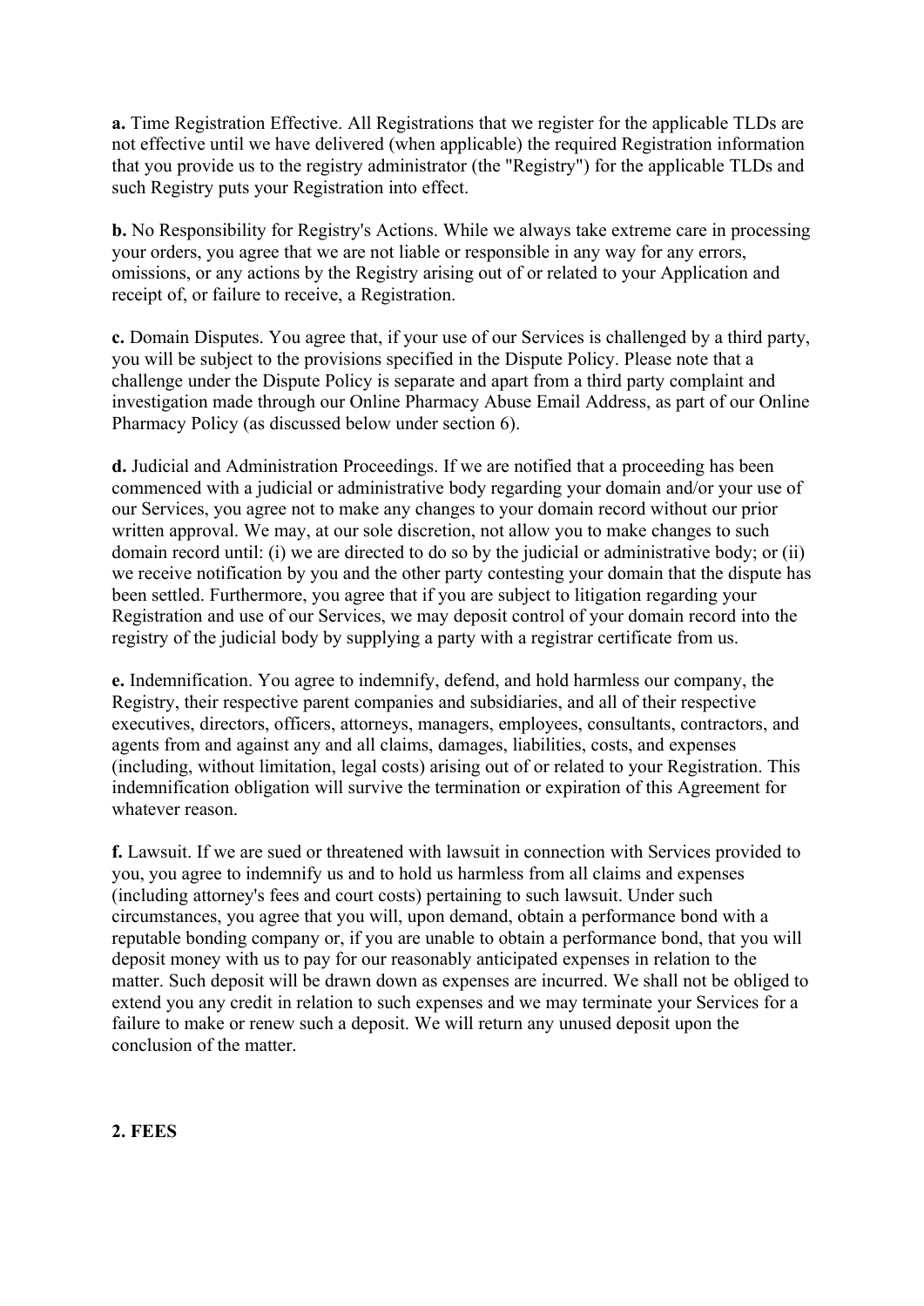**a.** Time Registration Effective. All Registrations that we register for the applicable TLDs are not effective until we have delivered (when applicable) the required Registration information that you provide us to the registry administrator (the "Registry") for the applicable TLDs and such Registry puts your Registration into effect.

**b.** No Responsibility for Registry's Actions. While we always take extreme care in processing your orders, you agree that we are not liable or responsible in any way for any errors, omissions, or any actions by the Registry arising out of or related to your Application and receipt of, or failure to receive, a Registration.

**c.** Domain Disputes. You agree that, if your use of our Services is challenged by a third party, you will be subject to the provisions specified in the Dispute Policy. Please note that a challenge under the Dispute Policy is separate and apart from a third party complaint and investigation made through our Online Pharmacy Abuse Email Address, as part of our Online Pharmacy Policy (as discussed below under section 6).

**d.** Judicial and Administration Proceedings. If we are notified that a proceeding has been commenced with a judicial or administrative body regarding your domain and/or your use of our Services, you agree not to make any changes to your domain record without our prior written approval. We may, at our sole discretion, not allow you to make changes to such domain record until: (i) we are directed to do so by the judicial or administrative body; or (ii) we receive notification by you and the other party contesting your domain that the dispute has been settled. Furthermore, you agree that if you are subject to litigation regarding your Registration and use of our Services, we may deposit control of your domain record into the registry of the judicial body by supplying a party with a registrar certificate from us.

**e.** Indemnification. You agree to indemnify, defend, and hold harmless our company, the Registry, their respective parent companies and subsidiaries, and all of their respective executives, directors, officers, attorneys, managers, employees, consultants, contractors, and agents from and against any and all claims, damages, liabilities, costs, and expenses (including, without limitation, legal costs) arising out of or related to your Registration. This indemnification obligation will survive the termination or expiration of this Agreement for whatever reason.

**f.** Lawsuit. If we are sued or threatened with lawsuit in connection with Services provided to you, you agree to indemnify us and to hold us harmless from all claims and expenses (including attorney's fees and court costs) pertaining to such lawsuit. Under such circumstances, you agree that you will, upon demand, obtain a performance bond with a reputable bonding company or, if you are unable to obtain a performance bond, that you will deposit money with us to pay for our reasonably anticipated expenses in relation to the matter. Such deposit will be drawn down as expenses are incurred. We shall not be obliged to extend you any credit in relation to such expenses and we may terminate your Services for a failure to make or renew such a deposit. We will return any unused deposit upon the conclusion of the matter.

## 2. FEES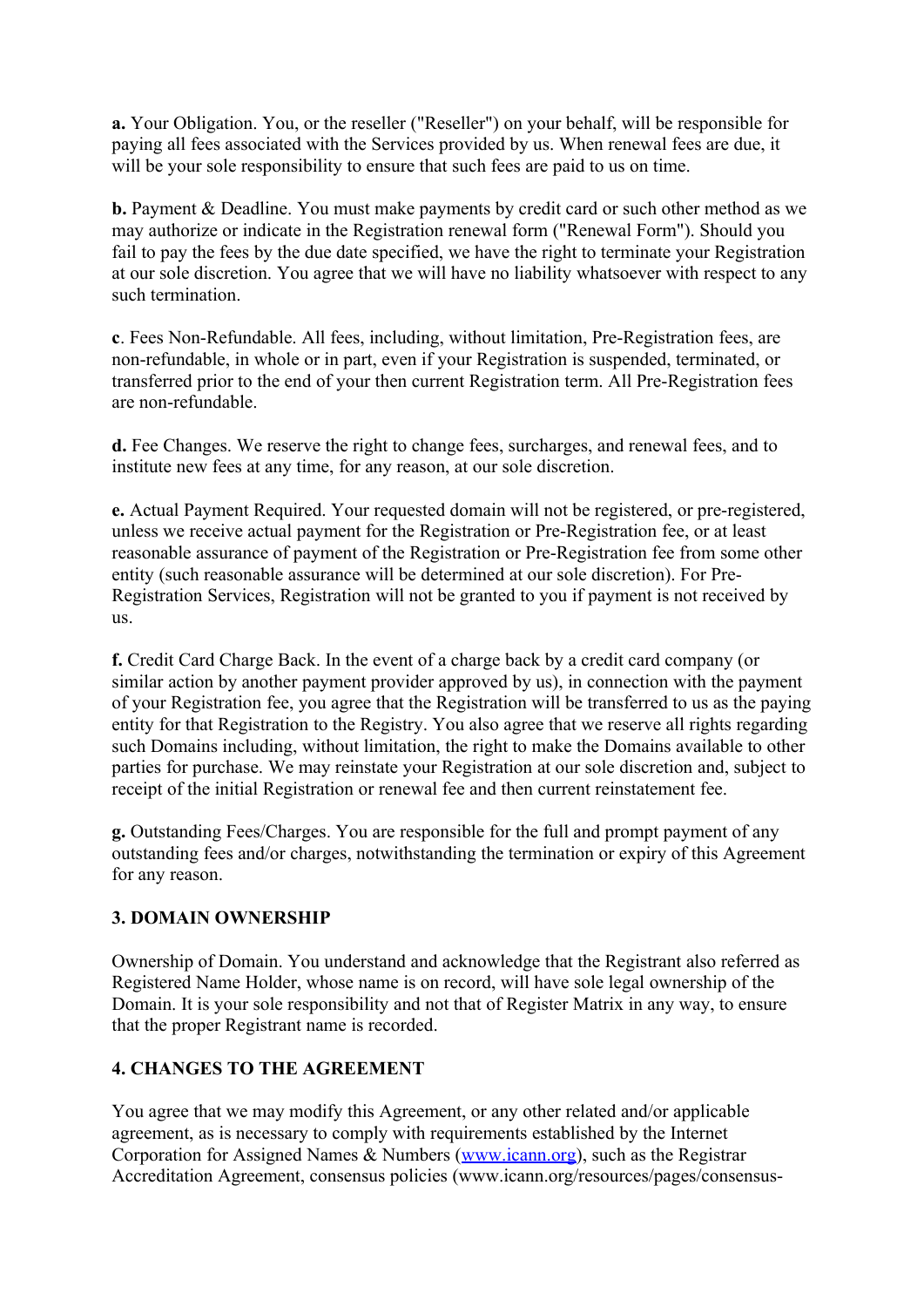**a.** Your Obligation. You, or the reseller ("Reseller") on your behalf, will be responsible for paying all fees associated with the Services provided by us. When renewal fees are due, it will be your sole responsibility to ensure that such fees are paid to us on time.

**b.** Payment & Deadline. You must make payments by credit card or such other method as we may authorize or indicate in the Registration renewal form ("Renewal Form"). Should you fail to pay the fees by the due date specified, we have the right to terminate your Registration at our sole discretion. You agree that we will have no liability whatsoever with respect to any such termination.

**c**. Fees Non-Refundable. All fees, including, without limitation, Pre-Registration fees, are non-refundable, in whole or in part, even if your Registration is suspended, terminated, or transferred prior to the end of your then current Registration term. All Pre-Registration fees are non-refundable.

**d.** Fee Changes. We reserve the right to change fees, surcharges, and renewal fees, and to institute new fees at any time, for any reason, at our sole discretion.

**e.** Actual Payment Required. Your requested domain will not be registered, or pre-registered, unless we receive actual payment for the Registration or Pre-Registration fee, or at least reasonable assurance of payment of the Registration or Pre-Registration fee from some other entity (such reasonable assurance will be determined at our sole discretion). For Pre-Registration Services, Registration will not be granted to you if payment is not received by us.

**f.** Credit Card Charge Back. In the event of a charge back by a credit card company (or similar action by another payment provider approved by us), in connection with the payment of your Registration fee, you agree that the Registration will be transferred to us as the paying entity for that Registration to the Registry. You also agree that we reserve all rights regarding such Domains including, without limitation, the right to make the Domains available to other parties for purchase. We may reinstate your Registration at our sole discretion and, subject to receipt of the initial Registration or renewal fee and then current reinstatement fee.

**g.** Outstanding Fees/Charges. You are responsible for the full and prompt payment of any outstanding fees and/or charges, notwithstanding the termination or expiry of this Agreement for any reason.

### 3. DOMAIN OWNERSHIP

Ownership of Domain. You understand and acknowledge that the Registrant also referred as Registered Name Holder, whose name is on record, will have sole legal ownership of the Domain. It is your sole responsibility and not that of Register Matrix in any way, to ensure that the proper Registrant name is recorded.

### 4. CHANGES TO THE AGREEMENT

You agree that we may modify this Agreement, or any other related and/or applicable agreement, as is necessary to comply with requirements established by the Internet Corporation for Assigned Names & Numbers (www.icann.org), such as the Registrar Accreditation Agreement, consensus policies (www.icann.org/resources/pages/consensus-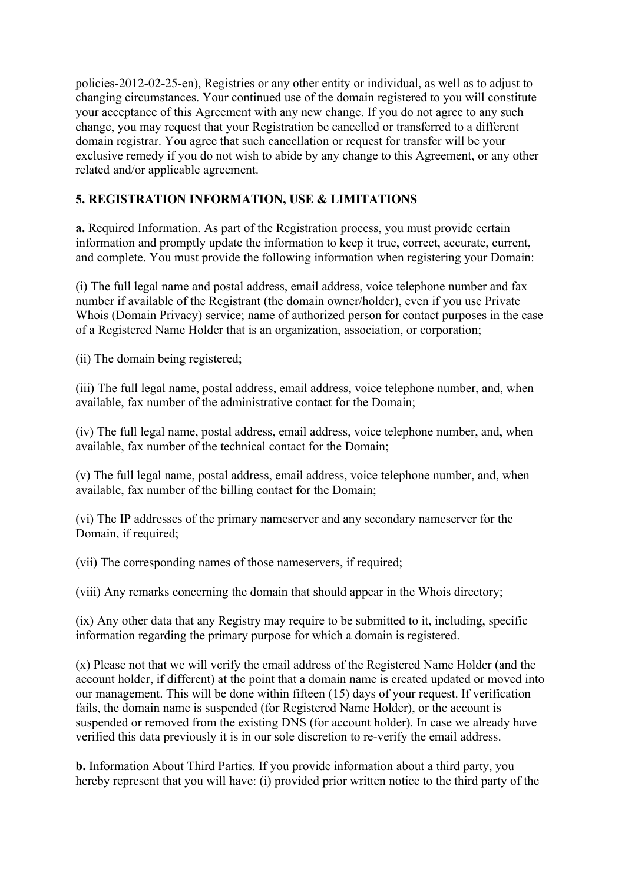policies-2012-02-25-en), Registries or any other entity or individual, as well as to adjust to changing circumstances. Your continued use of the domain registered to you will constitute your acceptance of this Agreement with any new change. If you do not agree to any such change, you may request that your Registration be cancelled or transferred to a different domain registrar. You agree that such cancellation or request for transfer will be your exclusive remedy if you do not wish to abide by any change to this Agreement, or any other related and/or applicable agreement.

**5. REGISTRATION INFORMATION, USE & LIMITATIONS**

**a.** Required Information. As part of the Registration process, you must provide certain information and promptly update the information to keep it true, correct, accurate, current, and complete. You must provide the following information when registering your Domain:

(i) The full legal name and postal address, email address, voice telephone number and fax number if available of the Registrant (the domain owner/holder), even if you use Private Whois (Domain Privacy) service; name of authorized person for contact purposes in the case of a Registered Name Holder that is an organization, association, or corporation;

(ii) The domain being registered;

(iii) The full legal name, postal address, email address, voice telephone number, and, when available, fax number of the administrative contact for the Domain;

(iv) The full legal name, postal address, email address, voice telephone number, and, when available, fax number of the technical contact for the Domain;

(v) The full legal name, postal address, email address, voice telephone number, and, when available, fax number of the billing contact for the Domain;

(vi) The IP addresses of the primary nameserver and any secondary nameserver for the Domain, if required;

(vii) The corresponding names of those nameservers, if required;

(viii) Any remarks concerning the domain that should appear in the Whois directory;

(ix) Any other data that any Registry may require to be submitted to it, including, specific information regarding the primary purpose for which a domain is registered.

(x) Please not that we will verify the email address of the Registered Name Holder (and the account holder, if different) at the point that a domain name is created updated or moved into our management. This will be done within fifteen (15) days of your request. If verification fails, the domain name is suspended (for Registered Name Holder), or the account is suspended or removed from the existing DNS (for account holder). In case we already have verified this data previously it is in our sole discretion to re-verify the email address.

**b.** Information About Third Parties. If you provide information about a third party, you hereby represent that you will have: (i) provided prior written notice to the third party of the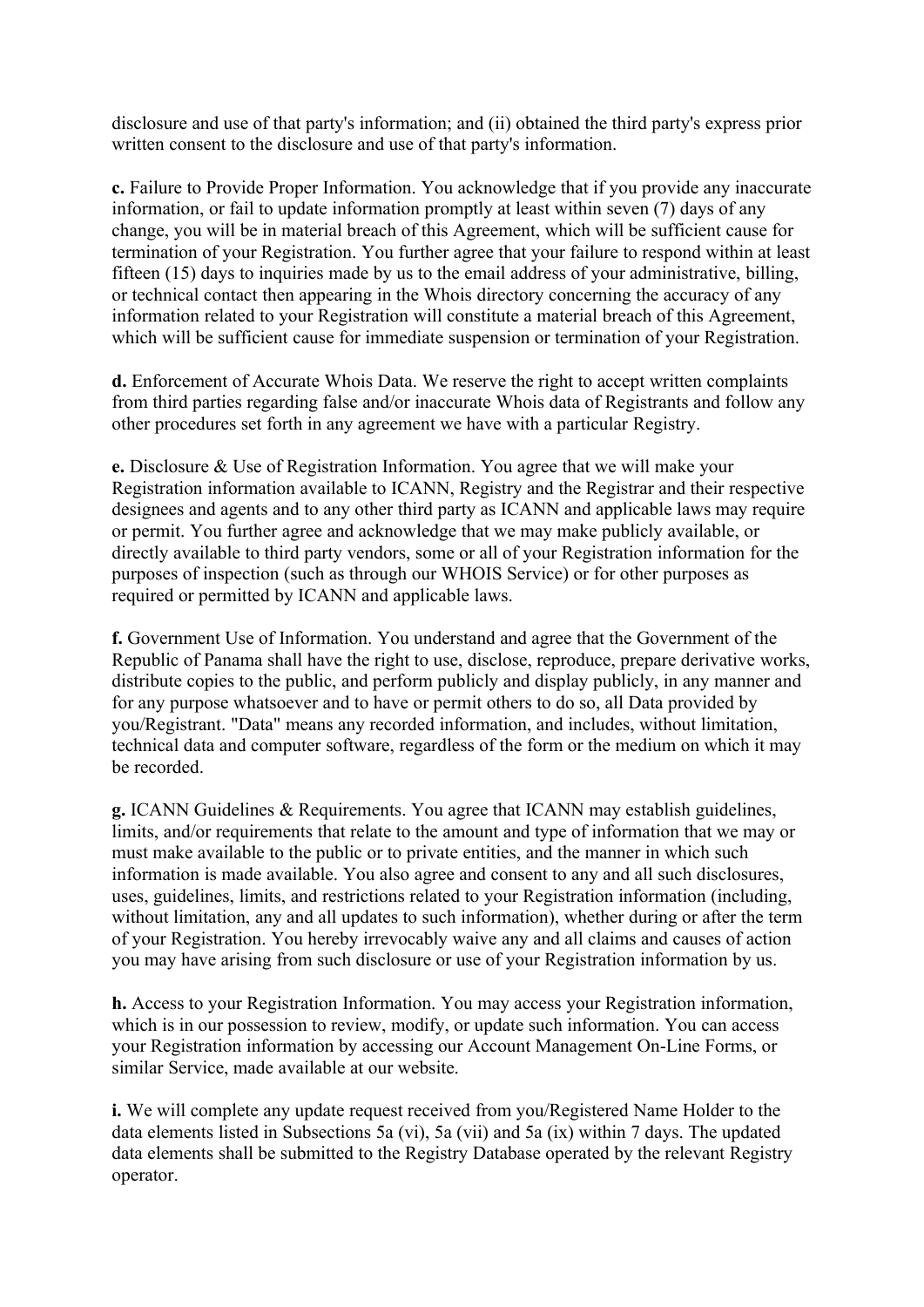disclosure and use of that party's information; and (ii) obtained the third party's express prior written consent to the disclosure and use of that party's information.

**c.** Failure to Provide Proper Information. You acknowledge that if you provide any inaccurate information, or fail to update information promptly at least within seven (7) days of any change, you will be in material breach of this Agreement, which will be sufficient cause for termination of your Registration. You further agree that your failure to respond within at least fifteen (15) days to inquiries made by us to the email address of your administrative, billing, or technical contact then appearing in the Whois directory concerning the accuracy of any information related to your Registration will constitute a material breach of this Agreement, which will be sufficient cause for immediate suspension or termination of your Registration.

**d.** Enforcement of Accurate Whois Data. We reserve the right to accept written complaints from third parties regarding false and/or inaccurate Whois data of Registrants and follow any other procedures set forth in any agreement we have with a particular Registry.

**e.** Disclosure & Use of Registration Information. You agree that we will make your Registration information available to ICANN, Registry and the Registrar and their respective designees and agents and to any other third party as ICANN and applicable laws may require or permit. You further agree and acknowledge that we may make publicly available, or directly available to third party vendors, some or all of your Registration information for the purposes of inspection (such as through our WHOIS Service) or for other purposes as required or permitted by ICANN and applicable laws.

**f.** Government Use of Information. You understand and agree that the Government of the Republic of Panama shall have the right to use, disclose, reproduce, prepare derivative works, distribute copies to the public, and perform publicly and display publicly, in any manner and for any purpose whatsoever and to have or permit others to do so, all Data provided by you/Registrant. "Data" means any recorded information, and includes, without limitation, technical data and computer software, regardless of the form or the medium on which it may be recorded.

**g.** ICANN Guidelines & Requirements. You agree that ICANN may establish guidelines, limits, and/or requirements that relate to the amount and type of information that we may or must make available to the public or to private entities, and the manner in which such information is made available. You also agree and consent to any and all such disclosures, uses, guidelines, limits, and restrictions related to your Registration information (including, without limitation, any and all updates to such information), whether during or after the term of your Registration. You hereby irrevocably waive any and all claims and causes of action you may have arising from such disclosure or use of your Registration information by us.

**h.** Access to your Registration Information. You may access your Registration information, which is in our possession to review, modify, or update such information. You can access your Registration information by accessing our Account Management On-Line Forms, or similar Service, made available at our website.

**i.** We will complete any update request received from you/Registered Name Holder to the data elements listed in Subsections 5a (vi), 5a (vii) and 5a (ix) within 7 days. The updated data elements shall be submitted to the Registry Database operated by the relevant Registry operator.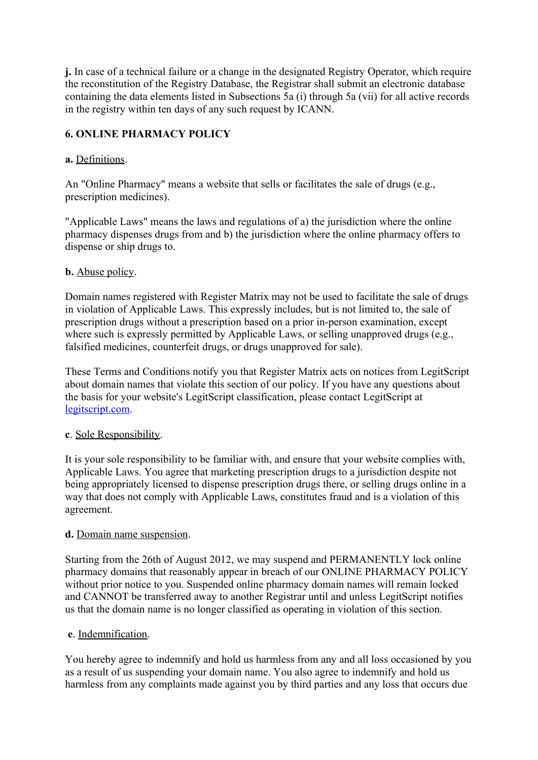**j.** In case of a technical failure or a change in the designated Registry Operator, which require the reconstitution of the Registry Database, the Registrar shall submit an electronic database containing the data elements listed in Subsections 5a (i) through 5a (vii) for all active records in the registry within ten days of any such request by ICANN.

**6. ONLINE PHARMACY POLICY**

**a.** Definitions.

An "Online Pharmacy" means a website that sells or facilitates the sale of drugs (e.g., prescription medicines).

"Applicable Laws" means the laws and regulations of a) the jurisdiction where the online pharmacy dispenses drugs from and b) the jurisdiction where the online pharmacy offers to dispense or ship drugs to.

**b.** Abuse policy.

Domain names registered with Register Matrix may not be used to facilitate the sale of drugs in violation of Applicable Laws. This expressly includes, but is not limited to, the sale of prescription drugs without a prescription based on a prior in-person examination, except where such is expressly permitted by Applicable Laws, or selling unapproved drugs (e.g., falsified medicines, counterfeit drugs, or drugs unapproved for sale).

These Terms and Conditions notify you that Register Matrix acts on notices from LegitScript about domain names that violate this section of our policy. If you have any questions about the basis for your website's LegitScript classification, please contact LegitScript at legitscript.com.

**c**. Sole Responsibility.

It is your sole responsibility to be familiar with, and ensure that your website complies with, Applicable Laws. You agree that marketing prescription drugs to a jurisdiction despite not being appropriately licensed to dispense prescription drugs there, or selling drugs online in a way that does not comply with Applicable Laws, constitutes fraud and is a violation of this agreement.

**d.** Domain name suspension.

Starting from the 26th of August 2012, we may suspend and PERMANENTLY lock online pharmacy domains that reasonably appear in breach of our ONLINE PHARMACY POLICY without prior notice to you. Suspended online pharmacy domain names will remain locked and CANNOT be transferred away to another Registrar until and unless LegitScript notifies us that the domain name is no longer classified as operating in violation of this section.

**e**. Indemnification.

You hereby agree to indemnify and hold us harmless from any and all loss occasioned by you as a result of us suspending your domain name. You also agree to indemnify and hold us harmless from any complaints made against you by third parties and any loss that occurs due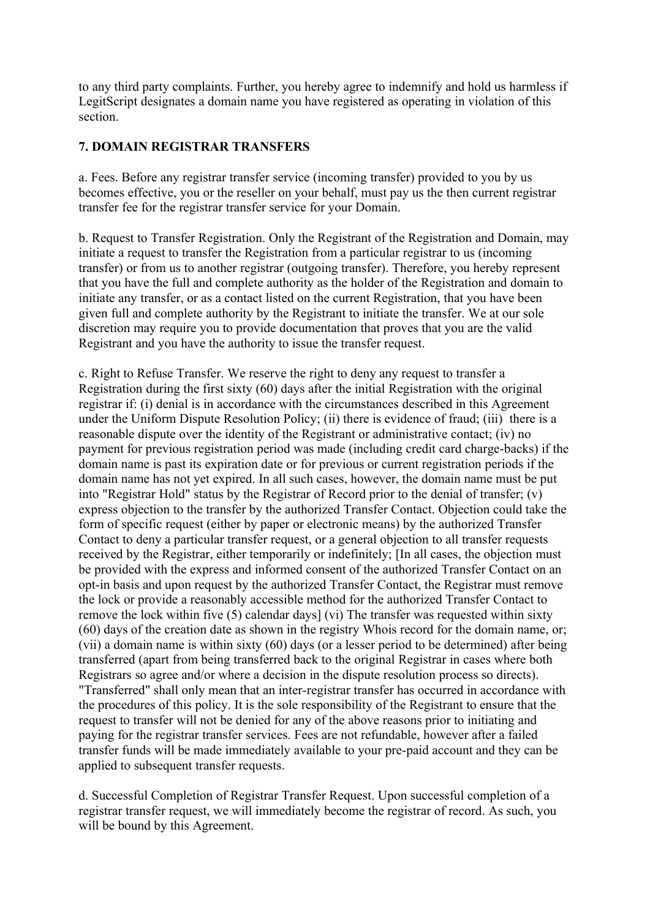to any third party complaints. Further, you hereby agree to indemnify and hold us harmless if LegitScript designates a domain name you have registered as operating in violation of this section.

## 7. DOMAIN REGISTRAR TRANSFERS

a. Fees. Before any registrar transfer service (incoming transfer) provided to you by us becomes effective, you or the reseller on your behalf, must pay us the then current registrar transfer fee for the registrar transfer service for your Domain.

b. Request to Transfer Registration. Only the Registrant of the Registration and Domain, may initiate a request to transfer the Registration from a particular registrar to us (incoming transfer) or from us to another registrar (outgoing transfer). Therefore, you hereby represent that you have the full and complete authority as the holder of the Registration and domain to initiate any transfer, or as a contact listed on the current Registration, that you have been given full and complete authority by the Registrant to initiate the transfer. We at our sole discretion may require you to provide documentation that proves that you are the valid Registrant and you have the authority to issue the transfer request.

c. Right to Refuse Transfer. We reserve the right to deny any request to transfer a Registration during the first sixty (60) days after the initial Registration with the original registrar if: (i) denial is in accordance with the circumstances described in this Agreement under the Uniform Dispute Resolution Policy; (ii) there is evidence of fraud; (iii) there is a reasonable dispute over the identity of the Registrant or administrative contact; (iv) no payment for previous registration period was made (including credit card charge-backs) if the domain name is past its expiration date or for previous or current registration periods if the domain name has not yet expired. In all such cases, however, the domain name must be put into "Registrar Hold" status by the Registrar of Record prior to the denial of transfer; (v) express objection to the transfer by the authorized Transfer Contact. Objection could take the form of specific request (either by paper or electronic means) by the authorized Transfer Contact to deny a particular transfer request, or a general objection to all transfer requests received by the Registrar, either temporarily or indefinitely; [In all cases, the objection must be provided with the express and informed consent of the authorized Transfer Contact on an opt-in basis and upon request by the authorized Transfer Contact, the Registrar must remove the lock or provide a reasonably accessible method for the authorized Transfer Contact to remove the lock within five (5) calendar days] (vi) The transfer was requested within sixty (60) days of the creation date as shown in the registry Whois record for the domain name, or; (vii) a domain name is within sixty (60) days (or a lesser period to be determined) after being transferred (apart from being transferred back to the original Registrar in cases where both Registrars so agree and/or where a decision in the dispute resolution process so directs). "Transferred" shall only mean that an inter-registrar transfer has occurred in accordance with the procedures of this policy. It is the sole responsibility of the Registrant to ensure that the request to transfer will not be denied for any of the above reasons prior to initiating and paying for the registrar transfer services. Fees are not refundable, however after a failed transfer funds will be made immediately available to your pre-paid account and they can be applied to subsequent transfer requests.

d. Successful Completion of Registrar Transfer Request. Upon successful completion of a registrar transfer request, we will immediately become the registrar of record. As such, you will be bound by this Agreement.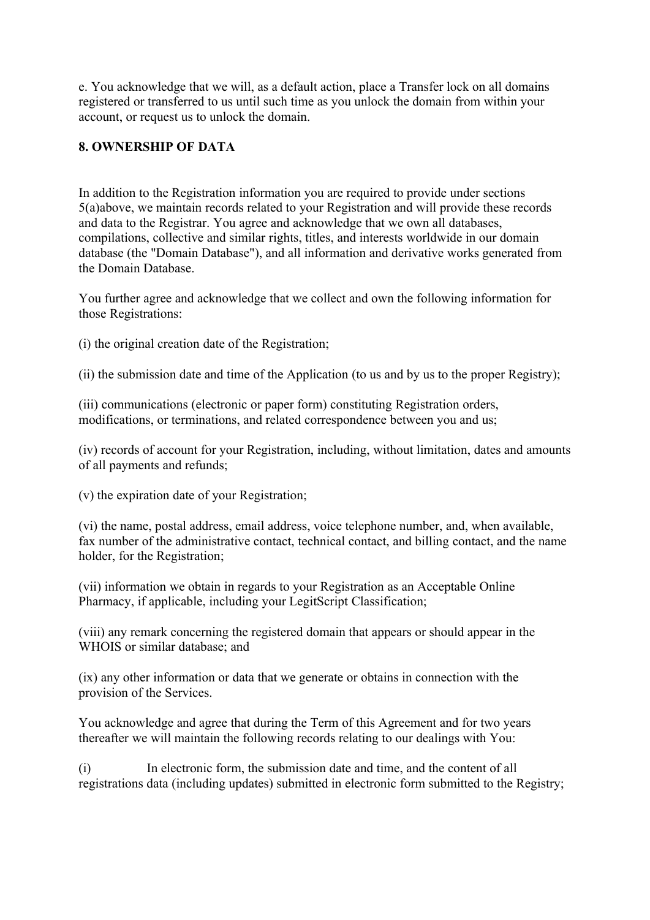e. You acknowledge that we will, as a default action, place a Transfer lock on all domains registered or transferred to us until such time as you unlock the domain from within your account, or request us to unlock the domain.

**8. OWNERSHIP OF DATA**

In addition to the Registration information you are required to provide under sections 5(a)above, we maintain records related to your Registration and will provide these records and data to the Registrar. You agree and acknowledge that we own all databases, compilations, collective and similar rights, titles, and interests worldwide in our domain database (the "Domain Database"), and all information and derivative works generated from the Domain Database.

You further agree and acknowledge that we collect and own the following information for those Registrations:

(i) the original creation date of the Registration;

(ii) the submission date and time of the Application (to us and by us to the proper Registry);

(iii) communications (electronic or paper form) constituting Registration orders, modifications, or terminations, and related correspondence between you and us;

(iv) records of account for your Registration, including, without limitation, dates and amounts of all payments and refunds;

(v) the expiration date of your Registration;

(vi) the name, postal address, email address, voice telephone number, and, when available, fax number of the administrative contact, technical contact, and billing contact, and the name holder, for the Registration;

(vii) information we obtain in regards to your Registration as an Acceptable Online Pharmacy, if applicable, including your LegitScript Classification;

(viii) any remark concerning the registered domain that appears or should appear in the WHOIS or similar database; and

(ix) any other information or data that we generate or obtains in connection with the provision of the Services.

You acknowledge and agree that during the Term of this Agreement and for two years thereafter we will maintain the following records relating to our dealings with You:

(i) In electronic form, the submission date and time, and the content of all registrations data (including updates) submitted in electronic form submitted to the Registry;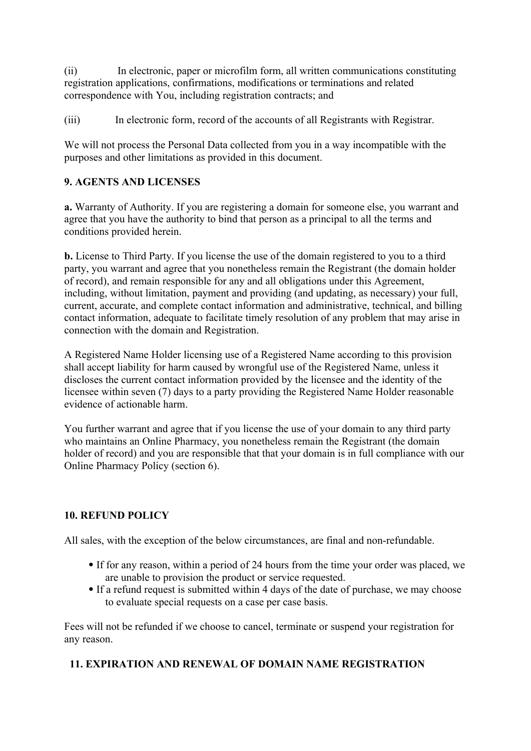(ii) In electronic, paper or microfilm form, all written communications constituting registration applications, confirmations, modifications or terminations and related correspondence with You, including registration contracts; and

(iii) In electronic form, record of the accounts of all Registrants with Registrar.

We will not process the Personal Data collected from you in a way incompatible with the purposes and other limitations as provided in this document.

## 9. AGENTS AND LICENSES

**a.** Warranty of Authority. If you are registering a domain for someone else, you warrant and agree that you have the authority to bind that person as a principal to all the terms and conditions provided herein.

**b.** License to Third Party. If you license the use of the domain registered to you to a third party, you warrant and agree that you nonetheless remain the Registrant (the domain holder of record), and remain responsible for any and all obligations under this Agreement, including, without limitation, payment and providing (and updating, as necessary) your full, current, accurate, and complete contact information and administrative, technical, and billing contact information, adequate to facilitate timely resolution of any problem that may arise in connection with the domain and Registration.

A Registered Name Holder licensing use of a Registered Name according to this provision shall accept liability for harm caused by wrongful use of the Registered Name, unless it discloses the current contact information provided by the licensee and the identity of the licensee within seven (7) days to a party providing the Registered Name Holder reasonable evidence of actionable harm.

You further warrant and agree that if you license the use of your domain to any third party who maintains an Online Pharmacy, you nonetheless remain the Registrant (the domain holder of record) and you are responsible that that your domain is in full compliance with our Online Pharmacy Policy (section 6).

## 10. REFUND POLICY

All sales, with the exception of the below circumstances, are final and non-refundable.

- If for any reason, within a period of 24 hours from the time your order was placed, we are unable to provision the product or service requested.
- If a refund request is submitted within 4 days of the date of purchase, we may choose to evaluate special requests on a case per case basis.

Fees will not be refunded if we choose to cancel, terminate or suspend your registration for any reason.

## 11. EXPIRATION AND RENEWAL OF DOMAIN NAME REGISTRATION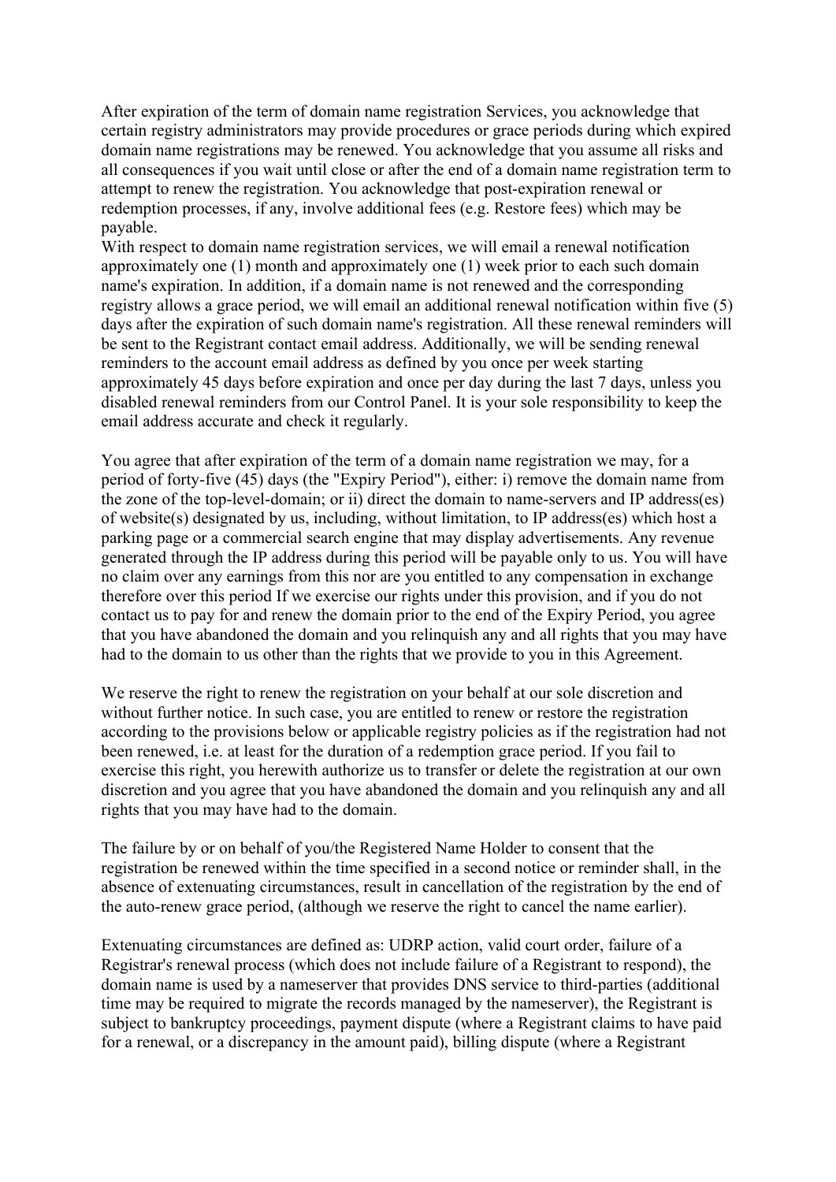After expiration of the term of domain name registration Services, you acknowledge that certain registry administrators may provide procedures or grace periods during which expired domain name registrations may be renewed. You acknowledge that you assume all risks and all consequences if you wait until close or after the end of a domain name registration term to attempt to renew the registration. You acknowledge that post-expiration renewal or redemption processes, if any, involve additional fees (e.g. Restore fees) which may be payable.

With respect to domain name registration services, we will email a renewal notification approximately one (1) month and approximately one (1) week prior to each such domain name's expiration. In addition, if a domain name is not renewed and the corresponding registry allows a grace period, we will email an additional renewal notification within five (5) days after the expiration of such domain name's registration. All these renewal reminders will be sent to the Registrant contact email address. Additionally, we will be sending renewal reminders to the account email address as defined by you once per week starting approximately 45 days before expiration and once per day during the last 7 days, unless you disabled renewal reminders from our Control Panel. It is your sole responsibility to keep the email address accurate and check it regularly.

You agree that after expiration of the term of a domain name registration we may, for a period of forty-five (45) days (the "Expiry Period"), either: i) remove the domain name from the zone of the top-level-domain; or ii) direct the domain to name-servers and IP address(es) of website(s) designated by us, including, without limitation, to IP address(es) which host a parking page or a commercial search engine that may display advertisements. Any revenue generated through the IP address during this period will be payable only to us. You will have no claim over any earnings from this nor are you entitled to any compensation in exchange therefore over this period If we exercise our rights under this provision, and if you do not contact us to pay for and renew the domain prior to the end of the Expiry Period, you agree that you have abandoned the domain and you relinquish any and all rights that you may have had to the domain to us other than the rights that we provide to you in this Agreement.

We reserve the right to renew the registration on your behalf at our sole discretion and without further notice. In such case, you are entitled to renew or restore the registration according to the provisions below or applicable registry policies as if the registration had not been renewed, i.e. at least for the duration of a redemption grace period. If you fail to exercise this right, you herewith authorize us to transfer or delete the registration at our own discretion and you agree that you have abandoned the domain and you relinquish any and all rights that you may have had to the domain.

The failure by or on behalf of you/the Registered Name Holder to consent that the registration be renewed within the time specified in a second notice or reminder shall, in the absence of extenuating circumstances, result in cancellation of the registration by the end of the auto-renew grace period, (although we reserve the right to cancel the name earlier).

Extenuating circumstances are defined as: UDRP action, valid court order, failure of a Registrar's renewal process (which does not include failure of a Registrant to respond), the domain name is used by a nameserver that provides DNS service to third-parties (additional time may be required to migrate the records managed by the nameserver), the Registrant is subject to bankruptcy proceedings, payment dispute (where a Registrant claims to have paid for a renewal, or a discrepancy in the amount paid), billing dispute (where a Registrant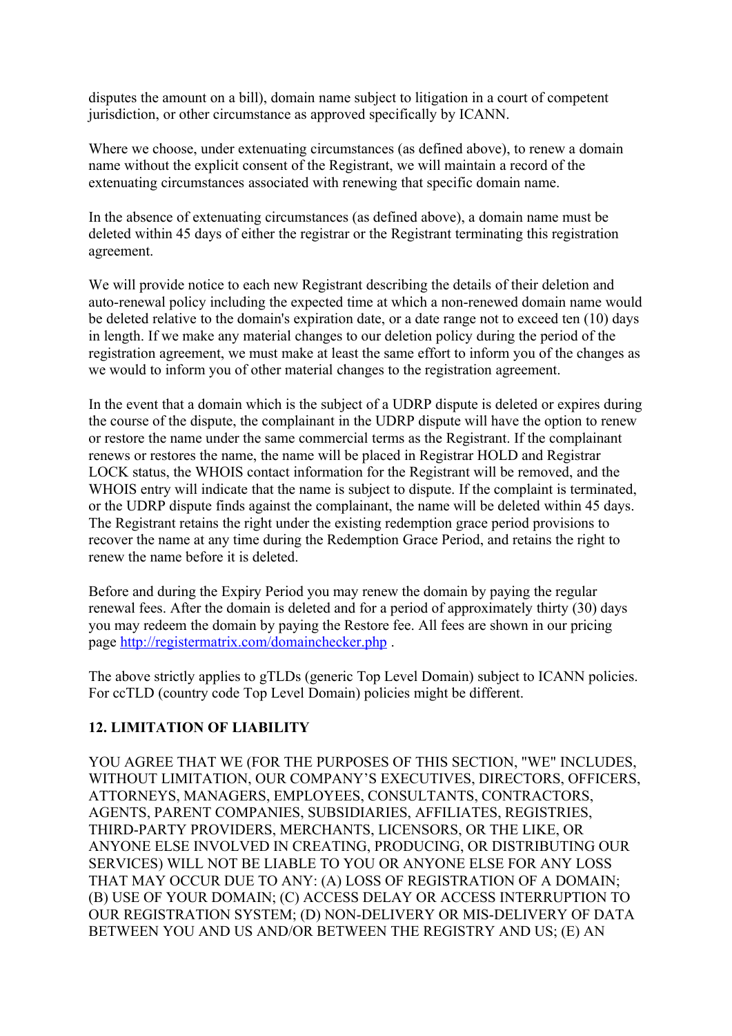disputes the amount on a bill), domain name subject to litigation in a court of competent jurisdiction, or other circumstance as approved specifically by ICANN.

Where we choose, under extenuating circumstances (as defined above), to renew a domain name without the explicit consent of the Registrant, we will maintain a record of the extenuating circumstances associated with renewing that specific domain name.

In the absence of extenuating circumstances (as defined above), a domain name must be deleted within 45 days of either the registrar or the Registrant terminating this registration agreement.

We will provide notice to each new Registrant describing the details of their deletion and auto-renewal policy including the expected time at which a non-renewed domain name would be deleted relative to the domain's expiration date, or a date range not to exceed ten (10) days in length. If we make any material changes to our deletion policy during the period of the registration agreement, we must make at least the same effort to inform you of the changes as we would to inform you of other material changes to the registration agreement.

In the event that a domain which is the subject of a UDRP dispute is deleted or expires during the course of the dispute, the complainant in the UDRP dispute will have the option to renew or restore the name under the same commercial terms as the Registrant. If the complainant renews or restores the name, the name will be placed in Registrar HOLD and Registrar LOCK status, the WHOIS contact information for the Registrant will be removed, and the WHOIS entry will indicate that the name is subject to dispute. If the complaint is terminated, or the UDRP dispute finds against the complainant, the name will be deleted within 45 days. The Registrant retains the right under the existing redemption grace period provisions to recover the name at any time during the Redemption Grace Period, and retains the right to renew the name before it is deleted.

Before and during the Expiry Period you may renew the domain by paying the regular renewal fees. After the domain is deleted and for a period of approximately thirty (30) days you may redeem the domain by paying the Restore fee. All fees are shown in our pricing page [http://registermatrix.com/domainchecker.php](http://registermatrix.com/domainchecker.php) .

The above strictly applies to gTLDs (generic Top Level Domain) subject to ICANN policies. For ccTLD (country code Top Level Domain) policies might be different.

### 12. LIMITATION OF LIABILITY

YOU AGREE THAT WE (FOR THE PURPOSES OF THIS SECTION, "WE" INCLUDES, WITHOUT LIMITATION, OUR COMPANY'S EXECUTIVES, DIRECTORS, OFFICERS, ATTORNEYS, MANAGERS, EMPLOYEES, CONSULTANTS, CONTRACTORS, AGENTS, PARENT COMPANIES, SUBSIDIARIES, AFFILIATES, REGISTRIES, THIRD-PARTY PROVIDERS, MERCHANTS, LICENSORS, OR THE LIKE, OR ANYONE ELSE INVOLVED IN CREATING, PRODUCING, OR DISTRIBUTING OUR SERVICES) WILL NOT BE LIABLE TO YOU OR ANYONE ELSE FOR ANY LOSS THAT MAY OCCUR DUE TO ANY: (A) LOSS OF REGISTRATION OF A DOMAIN; (B) USE OF YOUR DOMAIN; (C) ACCESS DELAY OR ACCESS INTERRUPTION TO OUR REGISTRATION SYSTEM; (D) NON-DELIVERY OR MIS-DELIVERY OF DATA BETWEEN YOU AND US AND/OR BETWEEN THE REGISTRY AND US; (E) AN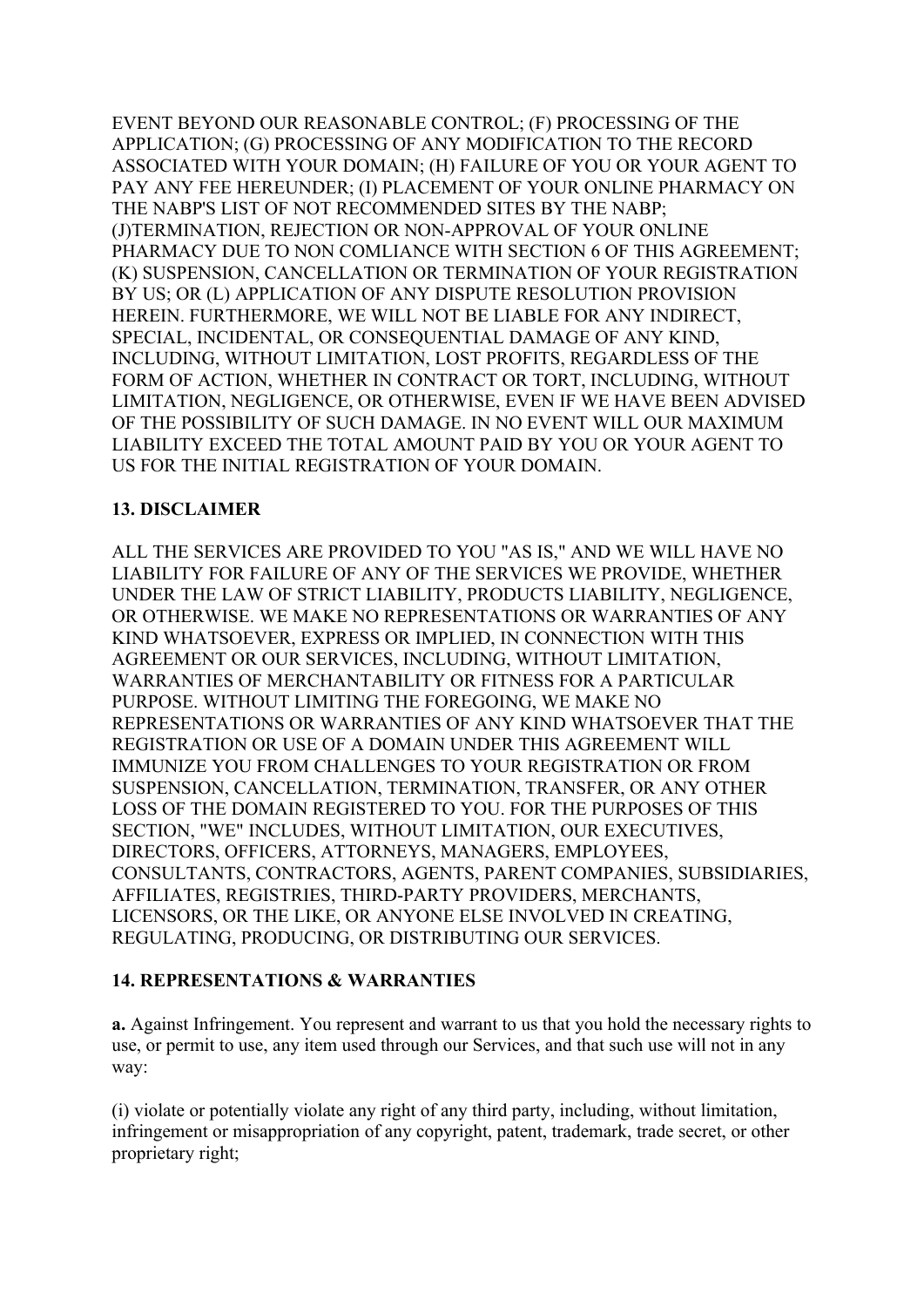EVENT BEYOND OUR REASONABLE CONTROL; (F) PROCESSING OF THE APPLICATION; (G) PROCESSING OF ANY MODIFICATION TO THE RECORD ASSOCIATED WITH YOUR DOMAIN; (H) FAILURE OF YOU OR YOUR AGENT TO PAY ANY FEE HEREUNDER; (I) PLACEMENT OF YOUR ONLINE PHARMACY ON THE NABP'S LIST OF NOT RECOMMENDED SITES BY THE NABP; (J)TERMINATION, REJECTION OR NON-APPROVAL OF YOUR ONLINE PHARMACY DUE TO NON COMLIANCE WITH SECTION 6 OF THIS AGREEMENT; (K) SUSPENSION, CANCELLATION OR TERMINATION OF YOUR REGISTRATION BY US; OR (L) APPLICATION OF ANY DISPUTE RESOLUTION PROVISION HEREIN. FURTHERMORE, WE WILL NOT BE LIABLE FOR ANY INDIRECT, SPECIAL, INCIDENTAL, OR CONSEQUENTIAL DAMAGE OF ANY KIND, INCLUDING, WITHOUT LIMITATION, LOST PROFITS, REGARDLESS OF THE FORM OF ACTION, WHETHER IN CONTRACT OR TORT, INCLUDING, WITHOUT LIMITATION, NEGLIGENCE, OR OTHERWISE, EVEN IF WE HAVE BEEN ADVISED OF THE POSSIBILITY OF SUCH DAMAGE. IN NO EVENT WILL OUR MAXIMUM LIABILITY EXCEED THE TOTAL AMOUNT PAID BY YOU OR YOUR AGENT TO US FOR THE INITIAL REGISTRATION OF YOUR DOMAIN.

**13. DISCLAIMER**

ALL THE SERVICES ARE PROVIDED TO YOU "AS IS," AND WE WILL HAVE NO LIABILITY FOR FAILURE OF ANY OF THE SERVICES WE PROVIDE, WHETHER UNDER THE LAW OF STRICT LIABILITY, PRODUCTS LIABILITY, NEGLIGENCE, OR OTHERWISE. WE MAKE NO REPRESENTATIONS OR WARRANTIES OF ANY KIND WHATSOEVER, EXPRESS OR IMPLIED, IN CONNECTION WITH THIS AGREEMENT OR OUR SERVICES, INCLUDING, WITHOUT LIMITATION, WARRANTIES OF MERCHANTABILITY OR FITNESS FOR A PARTICULAR PURPOSE. WITHOUT LIMITING THE FOREGOING, WE MAKE NO REPRESENTATIONS OR WARRANTIES OF ANY KIND WHATSOEVER THAT THE REGISTRATION OR USE OF A DOMAIN UNDER THIS AGREEMENT WILL IMMUNIZE YOU FROM CHALLENGES TO YOUR REGISTRATION OR FROM SUSPENSION, CANCELLATION, TERMINATION, TRANSFER, OR ANY OTHER LOSS OF THE DOMAIN REGISTERED TO YOU. FOR THE PURPOSES OF THIS SECTION, "WE" INCLUDES, WITHOUT LIMITATION, OUR EXECUTIVES, DIRECTORS, OFFICERS, ATTORNEYS, MANAGERS, EMPLOYEES, CONSULTANTS, CONTRACTORS, AGENTS, PARENT COMPANIES, SUBSIDIARIES, AFFILIATES, REGISTRIES, THIRD-PARTY PROVIDERS, MERCHANTS, LICENSORS, OR THE LIKE, OR ANYONE ELSE INVOLVED IN CREATING, REGULATING, PRODUCING, OR DISTRIBUTING OUR SERVICES.

**14. REPRESENTATIONS & WARRANTIES**

**a.** Against Infringement. You represent and warrant to us that you hold the necessary rights to use, or permit to use, any item used through our Services, and that such use will not in any way:

(i) violate or potentially violate any right of any third party, including, without limitation, infringement or misappropriation of any copyright, patent, trademark, trade secret, or other proprietary right;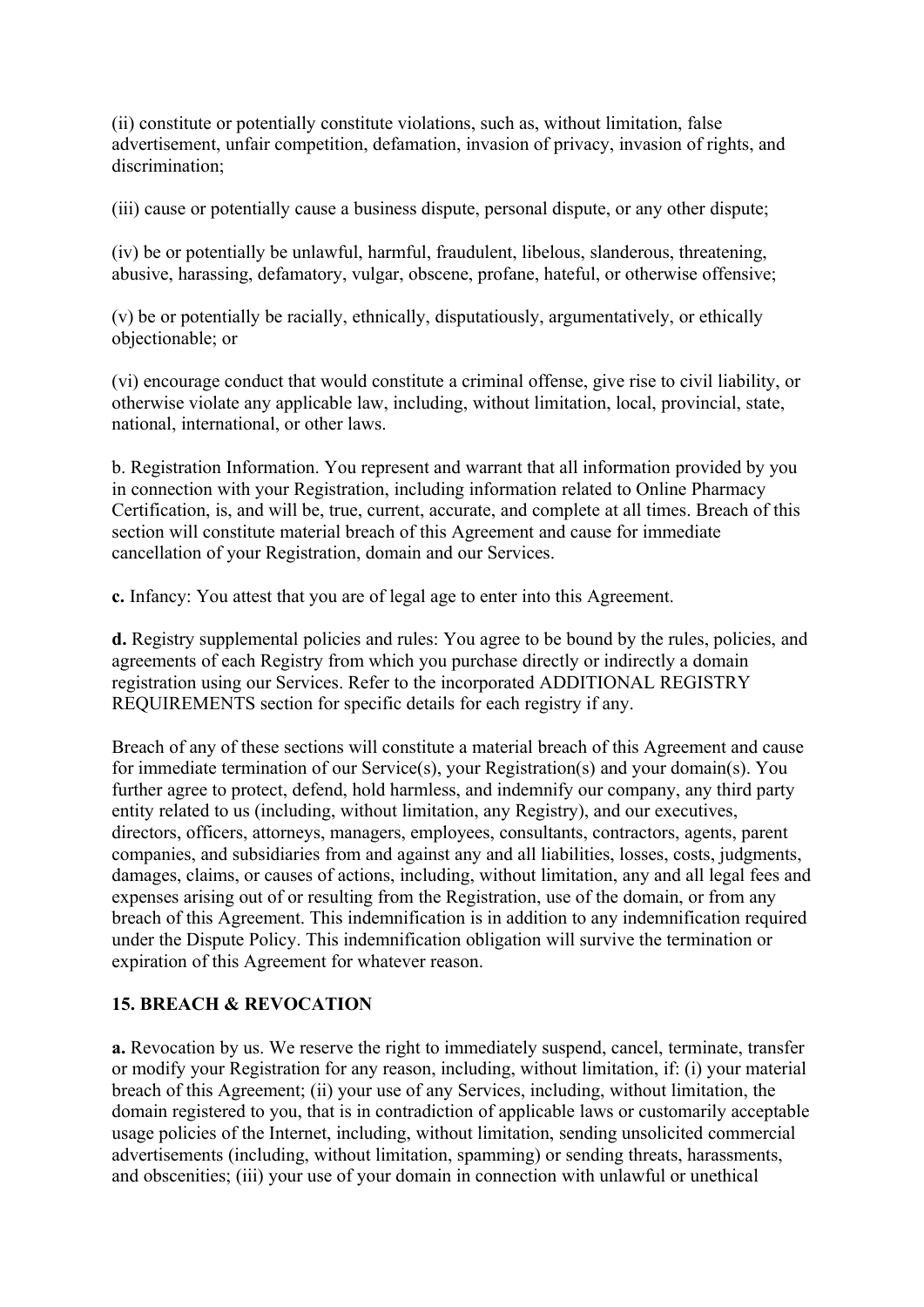(ii) constitute or potentially constitute violations, such as, without limitation, false advertisement, unfair competition, defamation, invasion of privacy, invasion of rights, and discrimination;

(iii) cause or potentially cause a business dispute, personal dispute, or any other dispute;

(iv) be or potentially be unlawful, harmful, fraudulent, libelous, slanderous, threatening, abusive, harassing, defamatory, vulgar, obscene, profane, hateful, or otherwise offensive;

(v) be or potentially be racially, ethnically, disputatiously, argumentatively, or ethically objectionable; or

(vi) encourage conduct that would constitute a criminal offense, give rise to civil liability, or otherwise violate any applicable law, including, without limitation, local, provincial, state, national, international, or other laws.

b. Registration Information. You represent and warrant that all information provided by you in connection with your Registration, including information related to Online Pharmacy Certification, is, and will be, true, current, accurate, and complete at all times. Breach of this section will constitute material breach of this Agreement and cause for immediate cancellation of your Registration, domain and our Services.

**c.** Infancy: You attest that you are of legal age to enter into this Agreement.

**d.** Registry supplemental policies and rules: You agree to be bound by the rules, policies, and agreements of each Registry from which you purchase directly or indirectly a domain registration using our Services. Refer to the incorporated ADDITIONAL REGISTRY REQUIREMENTS section for specific details for each registry if any.

Breach of any of these sections will constitute a material breach of this Agreement and cause for immediate termination of our Service(s), your Registration(s) and your domain(s). You further agree to protect, defend, hold harmless, and indemnify our company, any third party entity related to us (including, without limitation, any Registry), and our executives, directors, officers, attorneys, managers, employees, consultants, contractors, agents, parent companies, and subsidiaries from and against any and all liabilities, losses, costs, judgments, damages, claims, or causes of actions, including, without limitation, any and all legal fees and expenses arising out of or resulting from the Registration, use of the domain, or from any breach of this Agreement. This indemnification is in addition to any indemnification required under the Dispute Policy. This indemnification obligation will survive the termination or expiration of this Agreement for whatever reason.

## 15. BREACH & REVOCATION

**a.** Revocation by us. We reserve the right to immediately suspend, cancel, terminate, transfer or modify your Registration for any reason, including, without limitation, if: (i) your material breach of this Agreement; (ii) your use of any Services, including, without limitation, the domain registered to you, that is in contradiction of applicable laws or customarily acceptable usage policies of the Internet, including, without limitation, sending unsolicited commercial advertisements (including, without limitation, spamming) or sending threats, harassments, and obscenities; (iii) your use of your domain in connection with unlawful or unethical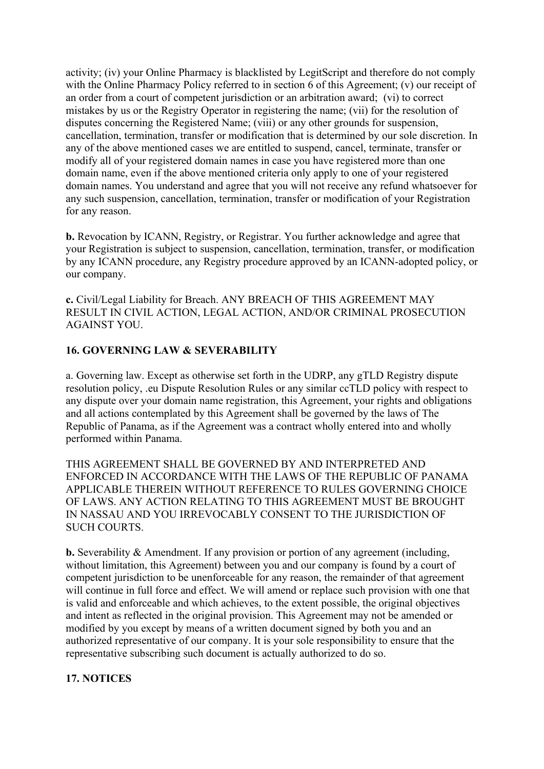activity; (iv) your Online Pharmacy is blacklisted by LegitScript and therefore do not comply with the Online Pharmacy Policy referred to in section 6 of this Agreement; (v) our receipt of an order from a court of competent jurisdiction or an arbitration award; (vi) to correct mistakes by us or the Registry Operator in registering the name; (vii) for the resolution of disputes concerning the Registered Name; (viii) or any other grounds for suspension, cancellation, termination, transfer or modification that is determined by our sole discretion. In any of the above mentioned cases we are entitled to suspend, cancel, terminate, transfer or modify all of your registered domain names in case you have registered more than one domain name, even if the above mentioned criteria only apply to one of your registered domain names. You understand and agree that you will not receive any refund whatsoever for any such suspension, cancellation, termination, transfer or modification of your Registration for any reason.

**b.** Revocation by ICANN, Registry, or Registrar. You further acknowledge and agree that your Registration is subject to suspension, cancellation, termination, transfer, or modification by any ICANN procedure, any Registry procedure approved by an ICANN-adopted policy, or our company.

**c.** Civil/Legal Liability for Breach. ANY BREACH OF THIS AGREEMENT MAY RESULT IN CIVIL ACTION, LEGAL ACTION, AND/OR CRIMINAL PROSECUTION AGAINST YOU.

**16. GOVERNING LAW & SEVERABILITY**

a. Governing law. Except as otherwise set forth in the UDRP, any gTLD Registry dispute resolution policy, .eu Dispute Resolution Rules or any similar ccTLD policy with respect to any dispute over your domain name registration, this Agreement, your rights and obligations and all actions contemplated by this Agreement shall be governed by the laws of The Republic of Panama, as if the Agreement was a contract wholly entered into and wholly performed within Panama.

THIS AGREEMENT SHALL BE GOVERNED BY AND INTERPRETED AND ENFORCED IN ACCORDANCE WITH THE LAWS OF THE REPUBLIC OF PANAMA APPLICABLE THEREIN WITHOUT REFERENCE TO RULES GOVERNING CHOICE OF LAWS. ANY ACTION RELATING TO THIS AGREEMENT MUST BE BROUGHT IN NASSAU AND YOU IRREVOCABLY CONSENT TO THE JURISDICTION OF SUCH COURTS.

**b.** Severability & Amendment. If any provision or portion of any agreement (including, without limitation, this Agreement) between you and our company is found by a court of competent jurisdiction to be unenforceable for any reason, the remainder of that agreement will continue in full force and effect. We will amend or replace such provision with one that is valid and enforceable and which achieves, to the extent possible, the original objectives and intent as reflected in the original provision. This Agreement may not be amended or modified by you except by means of a written document signed by both you and an authorized representative of our company. It is your sole responsibility to ensure that the representative subscribing such document is actually authorized to do so.

**17. NOTICES**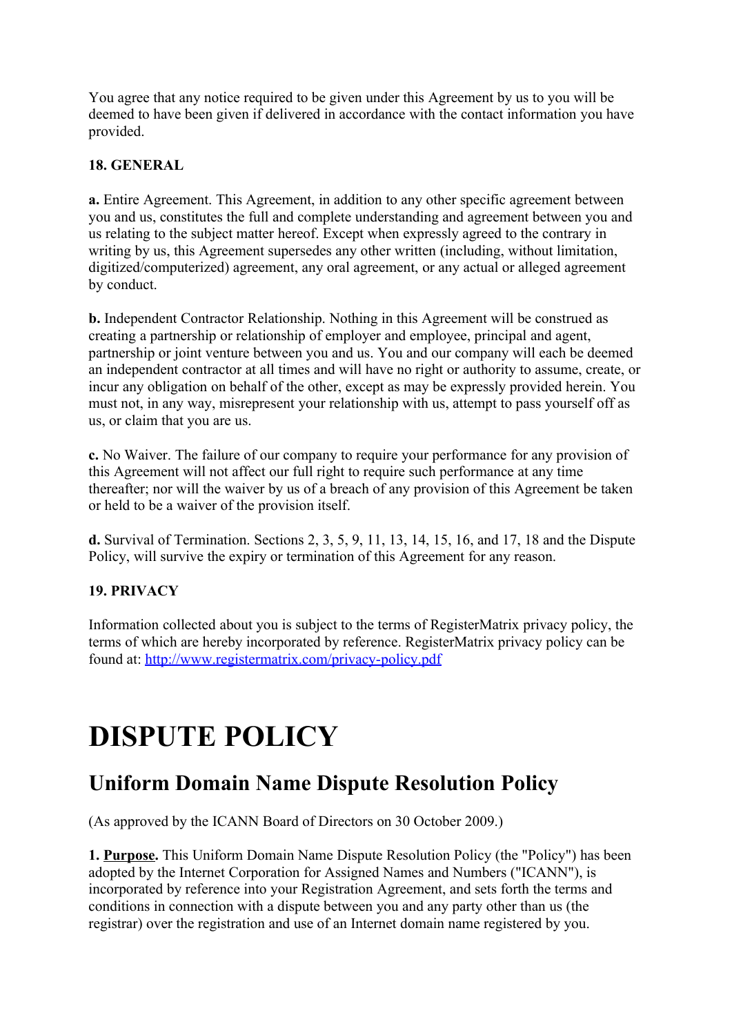You agree that any notice required to be given under this Agreement by us to you will be deemed to have been given if delivered in accordance with the contact information you have provided.

**18. GENERAL**

**a.** Entire Agreement. This Agreement, in addition to any other specific agreement between you and us, constitutes the full and complete understanding and agreement between you and us relating to the subject matter hereof. Except when expressly agreed to the contrary in writing by us, this Agreement supersedes any other written (including, without limitation, digitized/computerized) agreement, any oral agreement, or any actual or alleged agreement by conduct.

**b.** Independent Contractor Relationship. Nothing in this Agreement will be construed as creating a partnership or relationship of employer and employee, principal and agent, partnership or joint venture between you and us. You and our company will each be deemed an independent contractor at all times and will have no right or authority to assume, create, or incur any obligation on behalf of the other, except as may be expressly provided herein. You must not, in any way, misrepresent your relationship with us, attempt to pass yourself off as us, or claim that you are us.

**c.** No Waiver. The failure of our company to require your performance for any provision of this Agreement will not affect our full right to require such performance at any time thereafter; nor will the waiver by us of a breach of any provision of this Agreement be taken or held to be a waiver of the provision itself.

**d.** Survival of Termination. Sections 2, 3, 5, 9, 11, 13, 14, 15, 16, and 17, 18 and the Dispute Policy, will survive the expiry or termination of this Agreement for any reason.

**19. PRIVACY**

Information collected about you is subject to the terms of RegisterMatrix privacy policy, the terms of which are hereby incorporated by reference. RegisterMatrix privacy policy can be found at: [http://www.registermatrix.com/privacy-policy.pdf](http://www.registermatrix.com/privacy-policy.pdf)

# DISPUTE POLICY

## Uniform Domain Name Dispute Resolution Policy

(As approved by the ICANN Board of Directors on 30 October 2009.)

**1. <u>Purpose</u>.** This Uniform Domain Name Dispute Resolution Policy (the "Policy") has been adopted by the Internet Corporation for Assigned Names and Numbers ("ICANN"), is incorporated by reference into your Registration Agreement, and sets forth the terms and conditions in connection with a dispute between you and any party other than us (the registrar) over the registration and use of an Internet domain name registered by you.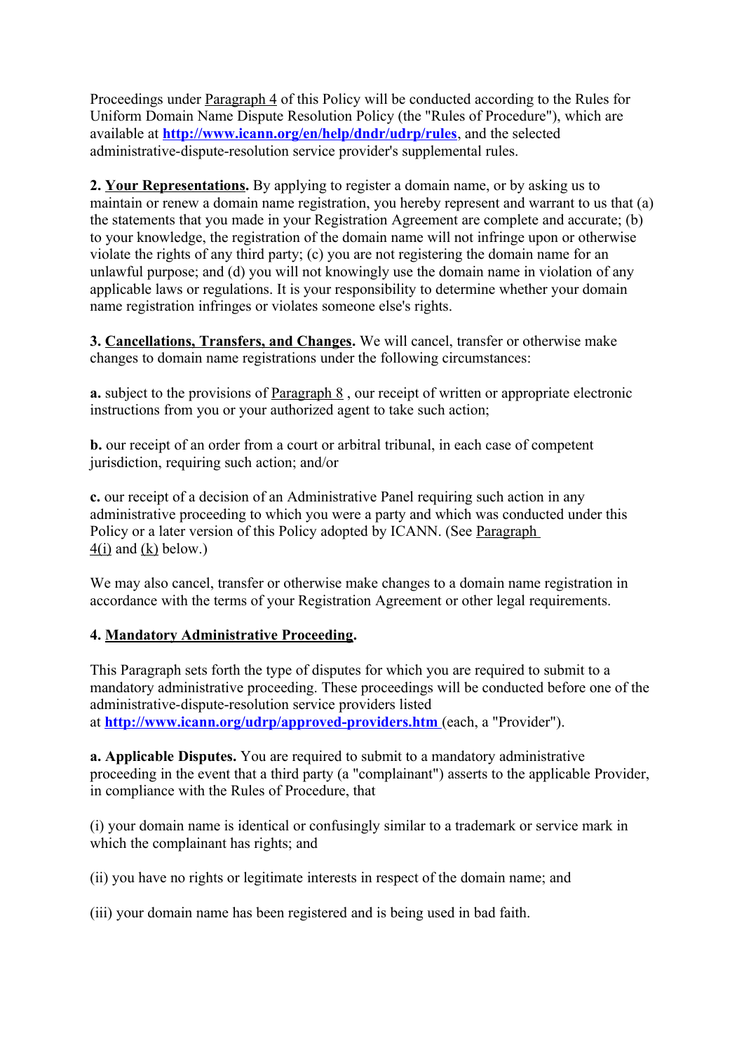Proceedings under Paragraph 4 of this Policy will be conducted according to the Rules for Uniform Domain Name Dispute Resolution Policy (the "Rules of Procedure"), which are available at **http://www.icann.org/en/help/dndr/udrp/rules**, and the selected administrative-dispute-resolution service provider's supplemental rules.

**2. Your Representations.** By applying to register a domain name, or by asking us to maintain or renew a domain name registration, you hereby represent and warrant to us that (a) the statements that you made in your Registration Agreement are complete and accurate; (b) to your knowledge, the registration of the domain name will not infringe upon or otherwise violate the rights of any third party; (c) you are not registering the domain name for an unlawful purpose; and (d) you will not knowingly use the domain name in violation of any applicable laws or regulations. It is your responsibility to determine whether your domain name registration infringes or violates someone else's rights.

**3. Cancellations, Transfers, and Changes.** We will cancel, transfer or otherwise make changes to domain name registrations under the following circumstances:

**a.** subject to the provisions of Paragraph 8 , our receipt of written or appropriate electronic instructions from you or your authorized agent to take such action;

**b.** our receipt of an order from a court or arbitral tribunal, in each case of competent jurisdiction, requiring such action; and/or

**c.** our receipt of a decision of an Administrative Panel requiring such action in any administrative proceeding to which you were a party and which was conducted under this Policy or a later version of this Policy adopted by ICANN. (See Paragraph 4(i) and (k) below.)

We may also cancel, transfer or otherwise make changes to a domain name registration in accordance with the terms of your Registration Agreement or other legal requirements.

**4. Mandatory Administrative Proceeding.**

This Paragraph sets forth the type of disputes for which you are required to submit to a mandatory administrative proceeding. These proceedings will be conducted before one of the administrative-dispute-resolution service providers listed at **http://www.icann.org/udrp/approved-providers.htm** (each, a "Provider").

**a. Applicable Disputes.** You are required to submit to a mandatory administrative proceeding in the event that a third party (a "complainant") asserts to the applicable Provider, in compliance with the Rules of Procedure, that

(i) your domain name is identical or confusingly similar to a trademark or service mark in which the complainant has rights; and

(ii) you have no rights or legitimate interests in respect of the domain name; and

(iii) your domain name has been registered and is being used in bad faith.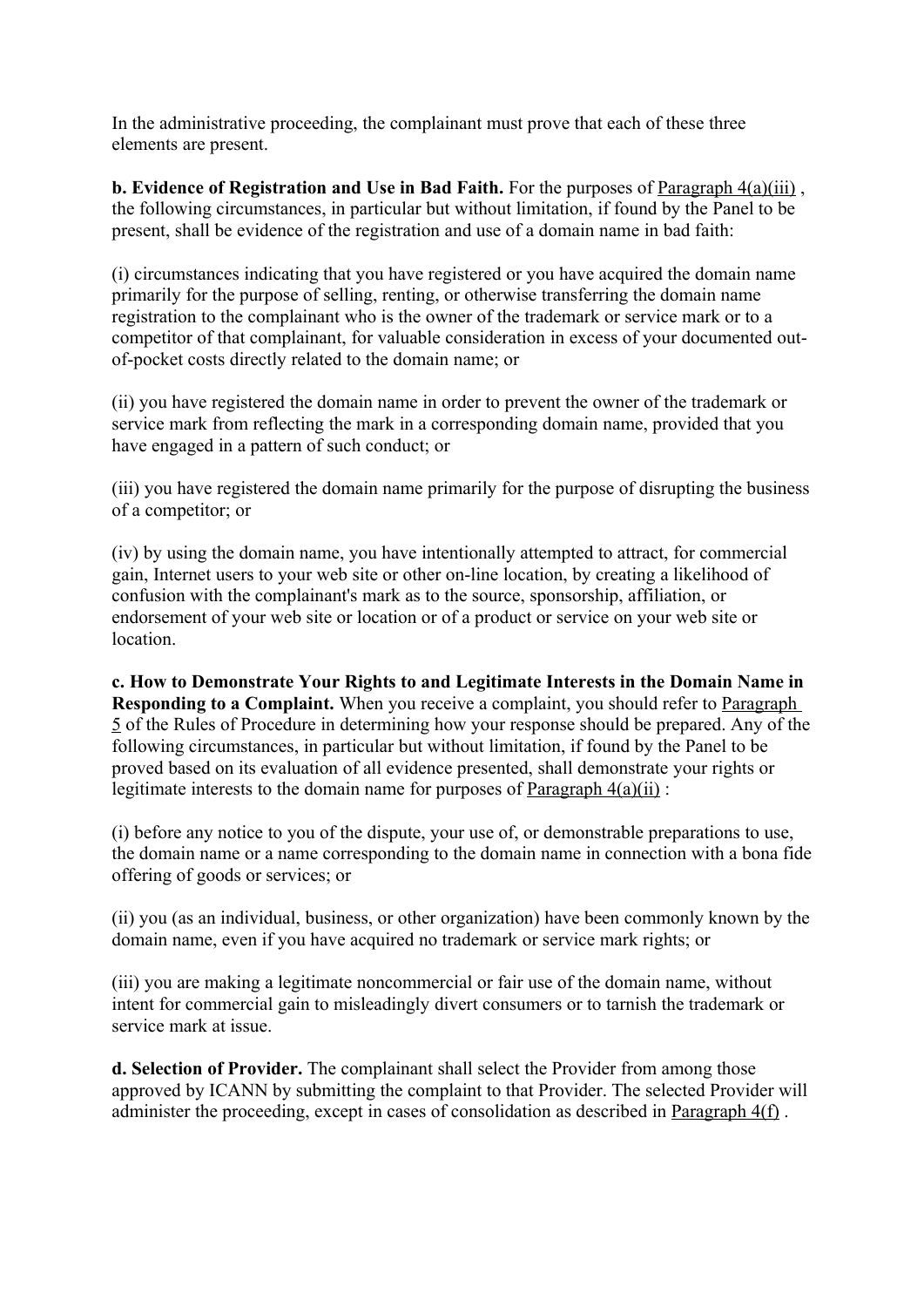In the administrative proceeding, the complainant must prove that each of these three elements are present.

**b. Evidence of Registration and Use in Bad Faith.** For the purposes of Paragraph 4(a)(iii) , the following circumstances, in particular but without limitation, if found by the Panel to be present, shall be evidence of the registration and use of a domain name in bad faith:

(i) circumstances indicating that you have registered or you have acquired the domain name primarily for the purpose of selling, renting, or otherwise transferring the domain name registration to the complainant who is the owner of the trademark or service mark or to a competitor of that complainant, for valuable consideration in excess of your documented out-of-pocket costs directly related to the domain name; or

(ii) you have registered the domain name in order to prevent the owner of the trademark or service mark from reflecting the mark in a corresponding domain name, provided that you have engaged in a pattern of such conduct; or

(iii) you have registered the domain name primarily for the purpose of disrupting the business of a competitor; or

(iv) by using the domain name, you have intentionally attempted to attract, for commercial gain, Internet users to your web site or other on-line location, by creating a likelihood of confusion with the complainant's mark as to the source, sponsorship, affiliation, or endorsement of your web site or location or of a product or service on your web site or location.

**c. How to Demonstrate Your Rights to and Legitimate Interests in the Domain Name in Responding to a Complaint.** When you receive a complaint, you should refer to Paragraph 5 of the Rules of Procedure in determining how your response should be prepared. Any of the following circumstances, in particular but without limitation, if found by the Panel to be proved based on its evaluation of all evidence presented, shall demonstrate your rights or legitimate interests to the domain name for purposes of Paragraph 4(a)(ii) :

(i) before any notice to you of the dispute, your use of, or demonstrable preparations to use, the domain name or a name corresponding to the domain name in connection with a bona fide offering of goods or services; or

(ii) you (as an individual, business, or other organization) have been commonly known by the domain name, even if you have acquired no trademark or service mark rights; or

(iii) you are making a legitimate noncommercial or fair use of the domain name, without intent for commercial gain to misleadingly divert consumers or to tarnish the trademark or service mark at issue.

**d. Selection of Provider.** The complainant shall select the Provider from among those approved by ICANN by submitting the complaint to that Provider. The selected Provider will administer the proceeding, except in cases of consolidation as described in Paragraph 4(f) .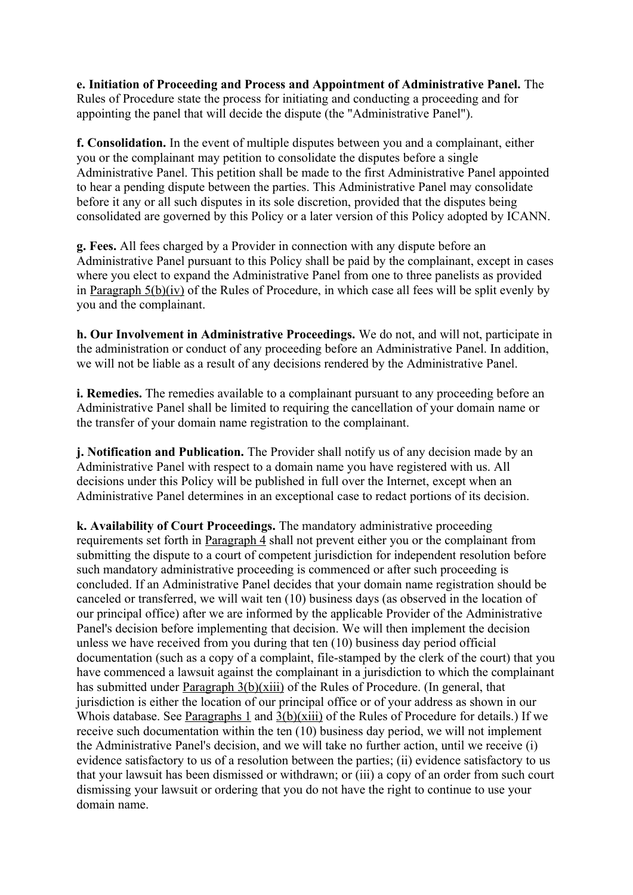**e. Initiation of Proceeding and Process and Appointment of Administrative Panel.** The Rules of Procedure state the process for initiating and conducting a proceeding and for appointing the panel that will decide the dispute (the "Administrative Panel").

**f. Consolidation.** In the event of multiple disputes between you and a complainant, either you or the complainant may petition to consolidate the disputes before a single Administrative Panel. This petition shall be made to the first Administrative Panel appointed to hear a pending dispute between the parties. This Administrative Panel may consolidate before it any or all such disputes in its sole discretion, provided that the disputes being consolidated are governed by this Policy or a later version of this Policy adopted by ICANN.

**g. Fees.** All fees charged by a Provider in connection with any dispute before an Administrative Panel pursuant to this Policy shall be paid by the complainant, except in cases where you elect to expand the Administrative Panel from one to three panelists as provided in Paragraph 5(b)(iv) of the Rules of Procedure, in which case all fees will be split evenly by you and the complainant.

**h. Our Involvement in Administrative Proceedings.** We do not, and will not, participate in the administration or conduct of any proceeding before an Administrative Panel. In addition, we will not be liable as a result of any decisions rendered by the Administrative Panel.

**i. Remedies.** The remedies available to a complainant pursuant to any proceeding before an Administrative Panel shall be limited to requiring the cancellation of your domain name or the transfer of your domain name registration to the complainant.

**j. Notification and Publication.** The Provider shall notify us of any decision made by an Administrative Panel with respect to a domain name you have registered with us. All decisions under this Policy will be published in full over the Internet, except when an Administrative Panel determines in an exceptional case to redact portions of its decision.

**k. Availability of Court Proceedings.** The mandatory administrative proceeding requirements set forth in Paragraph 4 shall not prevent either you or the complainant from submitting the dispute to a court of competent jurisdiction for independent resolution before such mandatory administrative proceeding is commenced or after such proceeding is concluded. If an Administrative Panel decides that your domain name registration should be canceled or transferred, we will wait ten (10) business days (as observed in the location of our principal office) after we are informed by the applicable Provider of the Administrative Panel's decision before implementing that decision. We will then implement the decision unless we have received from you during that ten (10) business day period official documentation (such as a copy of a complaint, file-stamped by the clerk of the court) that you have commenced a lawsuit against the complainant in a jurisdiction to which the complainant has submitted under Paragraph 3(b)(xiii) of the Rules of Procedure. (In general, that jurisdiction is either the location of our principal office or of your address as shown in our Whois database. See Paragraphs 1 and 3(b)(xiii) of the Rules of Procedure for details.) If we receive such documentation within the ten (10) business day period, we will not implement the Administrative Panel's decision, and we will take no further action, until we receive (i) evidence satisfactory to us of a resolution between the parties; (ii) evidence satisfactory to us that your lawsuit has been dismissed or withdrawn; or (iii) a copy of an order from such court dismissing your lawsuit or ordering that you do not have the right to continue to use your domain name.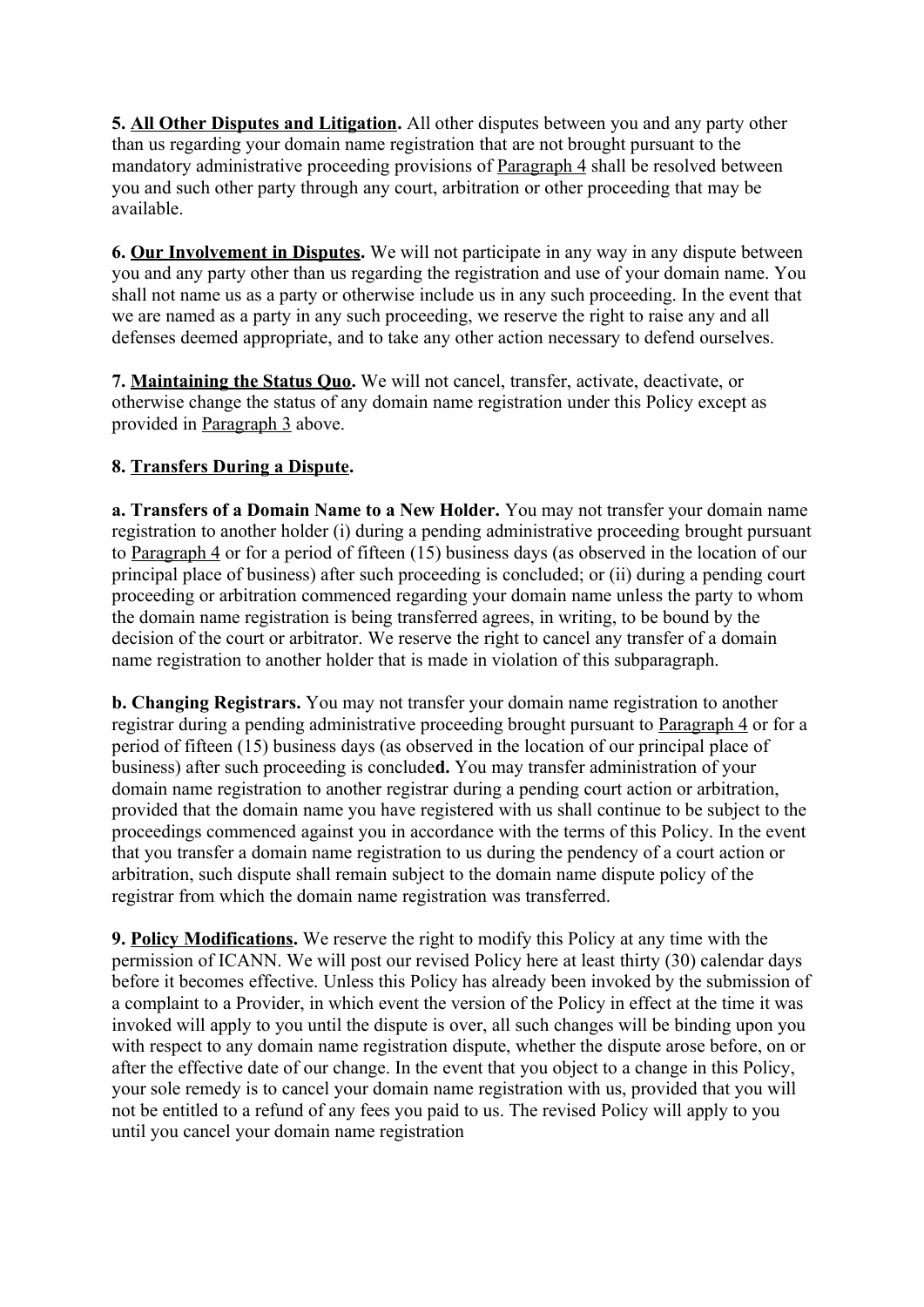**5. <u>All Other Disputes and Litigation</u>.** All other disputes between you and any party other than us regarding your domain name registration that are not brought pursuant to the mandatory administrative proceeding provisions of <u>Paragraph 4</u> shall be resolved between you and such other party through any court, arbitration or other proceeding that may be available.

**6. <u>Our Involvement in Disputes</u>.** We will not participate in any way in any dispute between you and any party other than us regarding the registration and use of your domain name. You shall not name us as a party or otherwise include us in any such proceeding. In the event that we are named as a party in any such proceeding, we reserve the right to raise any and all defenses deemed appropriate, and to take any other action necessary to defend ourselves.

**7. <u>Maintaining the Status Quo</u>.** We will not cancel, transfer, activate, deactivate, or otherwise change the status of any domain name registration under this Policy except as provided in <u>Paragraph 3</u> above.

**8. <u>Transfers During a Dispute</u>.**

**a. Transfers of a Domain Name to a New Holder.** You may not transfer your domain name registration to another holder (i) during a pending administrative proceeding brought pursuant to <u>Paragraph 4</u> or for a period of fifteen (15) business days (as observed in the location of our principal place of business) after such proceeding is concluded; or (ii) during a pending court proceeding or arbitration commenced regarding your domain name unless the party to whom the domain name registration is being transferred agrees, in writing, to be bound by the decision of the court or arbitrator. We reserve the right to cancel any transfer of a domain name registration to another holder that is made in violation of this subparagraph.

**b. Changing Registrars.** You may not transfer your domain name registration to another registrar during a pending administrative proceeding brought pursuant to <u>Paragraph 4</u> or for a period of fifteen (15) business days (as observed in the location of our principal place of business) after such proceeding is conclude**d.** You may transfer administration of your domain name registration to another registrar during a pending court action or arbitration, provided that the domain name you have registered with us shall continue to be subject to the proceedings commenced against you in accordance with the terms of this Policy. In the event that you transfer a domain name registration to us during the pendency of a court action or arbitration, such dispute shall remain subject to the domain name dispute policy of the registrar from which the domain name registration was transferred.

**9. <u>Policy Modifications</u>.** We reserve the right to modify this Policy at any time with the permission of ICANN. We will post our revised Policy here at least thirty (30) calendar days before it becomes effective. Unless this Policy has already been invoked by the submission of a complaint to a Provider, in which event the version of the Policy in effect at the time it was invoked will apply to you until the dispute is over, all such changes will be binding upon you with respect to any domain name registration dispute, whether the dispute arose before, on or after the effective date of our change. In the event that you object to a change in this Policy, your sole remedy is to cancel your domain name registration with us, provided that you will not be entitled to a refund of any fees you paid to us. The revised Policy will apply to you until you cancel your domain name registration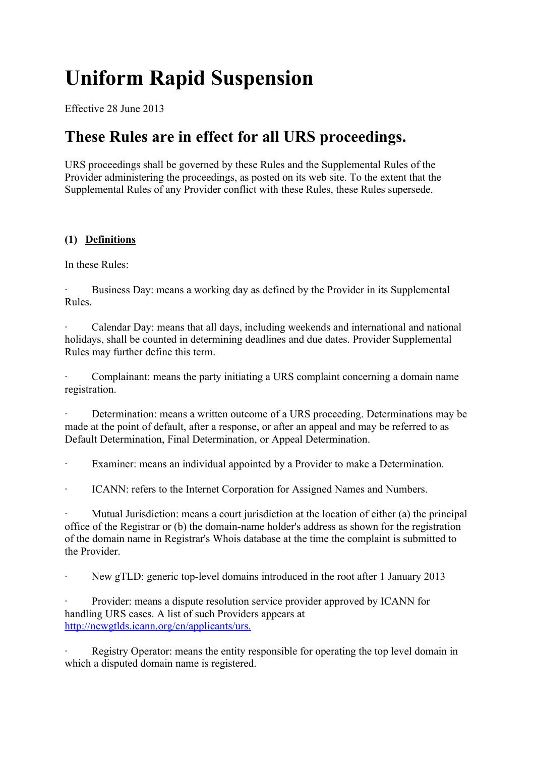# Uniform Rapid Suspension

Effective 28 June 2013

## These Rules are in effect for all URS proceedings.

URS proceedings shall be governed by these Rules and the Supplemental Rules of the Provider administering the proceedings, as posted on its web site. To the extent that the Supplemental Rules of any Provider conflict with these Rules, these Rules supersede.

**(1) Definitions**

In these Rules:

- Business Day: means a working day as defined by the Provider in its Supplemental Rules.

- Calendar Day: means that all days, including weekends and international and national holidays, shall be counted in determining deadlines and due dates. Provider Supplemental Rules may further define this term.

- Complainant: means the party initiating a URS complaint concerning a domain name registration.

- Determination: means a written outcome of a URS proceeding. Determinations may be made at the point of default, after a response, or after an appeal and may be referred to as Default Determination, Final Determination, or Appeal Determination.

- Examiner: means an individual appointed by a Provider to make a Determination.

- ICANN: refers to the Internet Corporation for Assigned Names and Numbers.

- Mutual Jurisdiction: means a court jurisdiction at the location of either (a) the principal office of the Registrar or (b) the domain-name holder's address as shown for the registration of the domain name in Registrar's Whois database at the time the complaint is submitted to the Provider.

- New gTLD: generic top-level domains introduced in the root after 1 January 2013

- Provider: means a dispute resolution service provider approved by ICANN for handling URS cases. A list of such Providers appears at [http://newgtlds.icann.org/en/applicants/urs.](http://newgtlds.icann.org/en/applicants/urs)

- Registry Operator: means the entity responsible for operating the top level domain in which a disputed domain name is registered.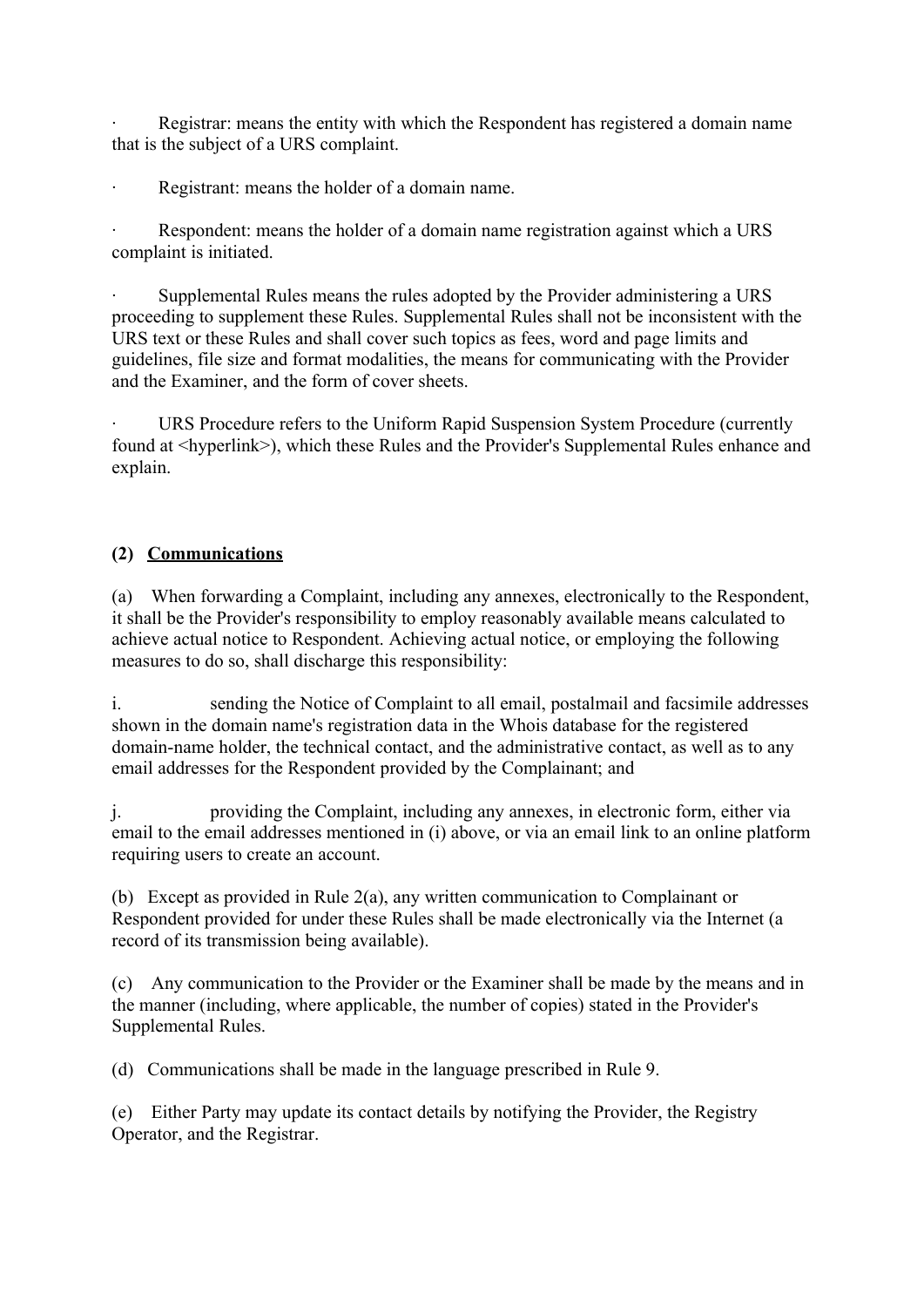· Registrar: means the entity with which the Respondent has registered a domain name that is the subject of a URS complaint.

· Registrant: means the holder of a domain name.

· Respondent: means the holder of a domain name registration against which a URS complaint is initiated.

· Supplemental Rules means the rules adopted by the Provider administering a URS proceeding to supplement these Rules. Supplemental Rules shall not be inconsistent with the URS text or these Rules and shall cover such topics as fees, word and page limits and guidelines, file size and format modalities, the means for communicating with the Provider and the Examiner, and the form of cover sheets.

· URS Procedure refers to the Uniform Rapid Suspension System Procedure (currently found at <hyperlink>), which these Rules and the Provider's Supplemental Rules enhance and explain.

**(2) Communications**

(a) When forwarding a Complaint, including any annexes, electronically to the Respondent, it shall be the Provider's responsibility to employ reasonably available means calculated to achieve actual notice to Respondent. Achieving actual notice, or employing the following measures to do so, shall discharge this responsibility:

i. sending the Notice of Complaint to all email, postalmail and facsimile addresses shown in the domain name's registration data in the Whois database for the registered domain-name holder, the technical contact, and the administrative contact, as well as to any email addresses for the Respondent provided by the Complainant; and

j. providing the Complaint, including any annexes, in electronic form, either via email to the email addresses mentioned in (i) above, or via an email link to an online platform requiring users to create an account.

(b) Except as provided in Rule 2(a), any written communication to Complainant or Respondent provided for under these Rules shall be made electronically via the Internet (a record of its transmission being available).

(c) Any communication to the Provider or the Examiner shall be made by the means and in the manner (including, where applicable, the number of copies) stated in the Provider's Supplemental Rules.

(d) Communications shall be made in the language prescribed in Rule 9.

(e) Either Party may update its contact details by notifying the Provider, the Registry Operator, and the Registrar.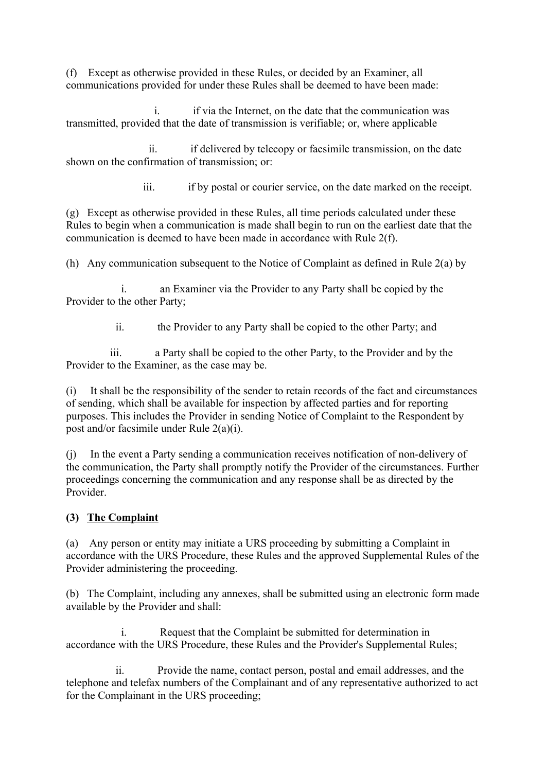(f) Except as otherwise provided in these Rules, or decided by an Examiner, all communications provided for under these Rules shall be deemed to have been made:

i. if via the Internet, on the date that the communication was transmitted, provided that the date of transmission is verifiable; or, where applicable

ii. if delivered by telecopy or facsimile transmission, on the date shown on the confirmation of transmission; or:

iii. if by postal or courier service, on the date marked on the receipt.

(g) Except as otherwise provided in these Rules, all time periods calculated under these Rules to begin when a communication is made shall begin to run on the earliest date that the communication is deemed to have been made in accordance with Rule 2(f).

(h) Any communication subsequent to the Notice of Complaint as defined in Rule 2(a) by

i. an Examiner via the Provider to any Party shall be copied by the Provider to the other Party;

ii. the Provider to any Party shall be copied to the other Party; and

iii. a Party shall be copied to the other Party, to the Provider and by the Provider to the Examiner, as the case may be.

(i) It shall be the responsibility of the sender to retain records of the fact and circumstances of sending, which shall be available for inspection by affected parties and for reporting purposes. This includes the Provider in sending Notice of Complaint to the Respondent by post and/or facsimile under Rule 2(a)(i).

(j) In the event a Party sending a communication receives notification of non-delivery of the communication, the Party shall promptly notify the Provider of the circumstances. Further proceedings concerning the communication and any response shall be as directed by the Provider.

**(3) <u>The Complaint</u>**

(a) Any person or entity may initiate a URS proceeding by submitting a Complaint in accordance with the URS Procedure, these Rules and the approved Supplemental Rules of the Provider administering the proceeding.

(b) The Complaint, including any annexes, shall be submitted using an electronic form made available by the Provider and shall:

i. Request that the Complaint be submitted for determination in accordance with the URS Procedure, these Rules and the Provider's Supplemental Rules;

ii. Provide the name, contact person, postal and email addresses, and the telephone and telefax numbers of the Complainant and of any representative authorized to act for the Complainant in the URS proceeding;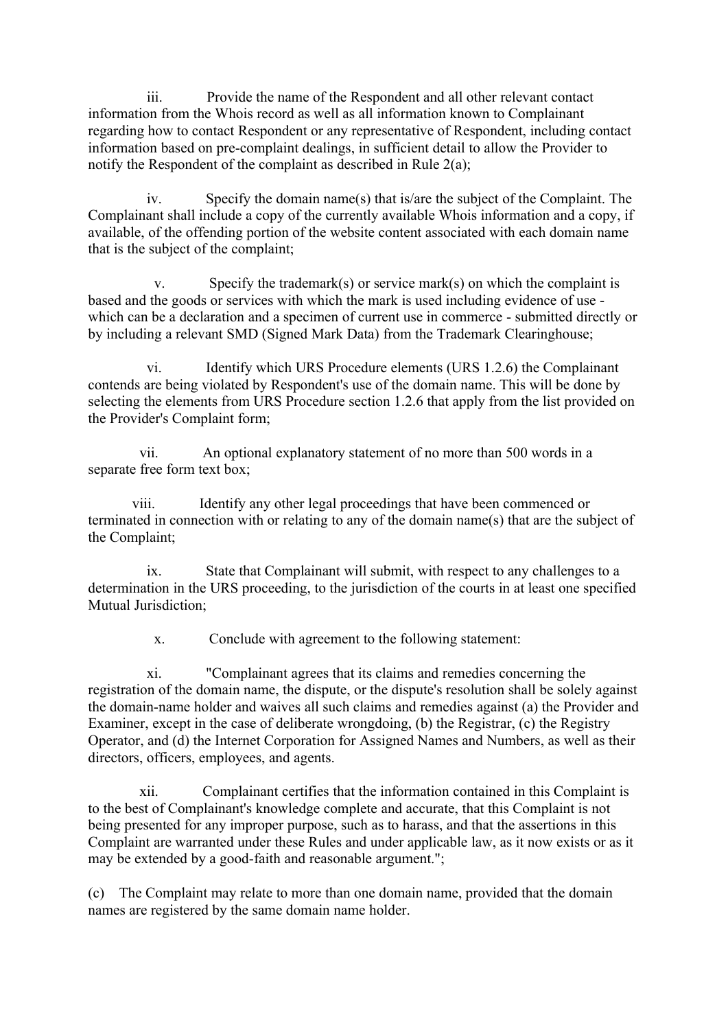iii. Provide the name of the Respondent and all other relevant contact information from the Whois record as well as all information known to Complainant regarding how to contact Respondent or any representative of Respondent, including contact information based on pre-complaint dealings, in sufficient detail to allow the Provider to notify the Respondent of the complaint as described in Rule 2(a);

iv. Specify the domain name(s) that is/are the subject of the Complaint. The Complainant shall include a copy of the currently available Whois information and a copy, if available, of the offending portion of the website content associated with each domain name that is the subject of the complaint;

v. Specify the trademark(s) or service mark(s) on which the complaint is based and the goods or services with which the mark is used including evidence of use - which can be a declaration and a specimen of current use in commerce - submitted directly or by including a relevant SMD (Signed Mark Data) from the Trademark Clearinghouse;

vi. Identify which URS Procedure elements (URS 1.2.6) the Complainant contends are being violated by Respondent's use of the domain name. This will be done by selecting the elements from URS Procedure section 1.2.6 that apply from the list provided on the Provider's Complaint form;

vii. An optional explanatory statement of no more than 500 words in a separate free form text box;

viii. Identify any other legal proceedings that have been commenced or terminated in connection with or relating to any of the domain name(s) that are the subject of the Complaint;

ix. State that Complainant will submit, with respect to any challenges to a determination in the URS proceeding, to the jurisdiction of the courts in at least one specified Mutual Jurisdiction;

x. Conclude with agreement to the following statement:

xi. "Complainant agrees that its claims and remedies concerning the registration of the domain name, the dispute, or the dispute's resolution shall be solely against the domain-name holder and waives all such claims and remedies against (a) the Provider and Examiner, except in the case of deliberate wrongdoing, (b) the Registrar, (c) the Registry Operator, and (d) the Internet Corporation for Assigned Names and Numbers, as well as their directors, officers, employees, and agents.

xii. Complainant certifies that the information contained in this Complaint is to the best of Complainant's knowledge complete and accurate, that this Complaint is not being presented for any improper purpose, such as to harass, and that the assertions in this Complaint are warranted under these Rules and under applicable law, as it now exists or as it may be extended by a good-faith and reasonable argument.";

(c) The Complaint may relate to more than one domain name, provided that the domain names are registered by the same domain name holder.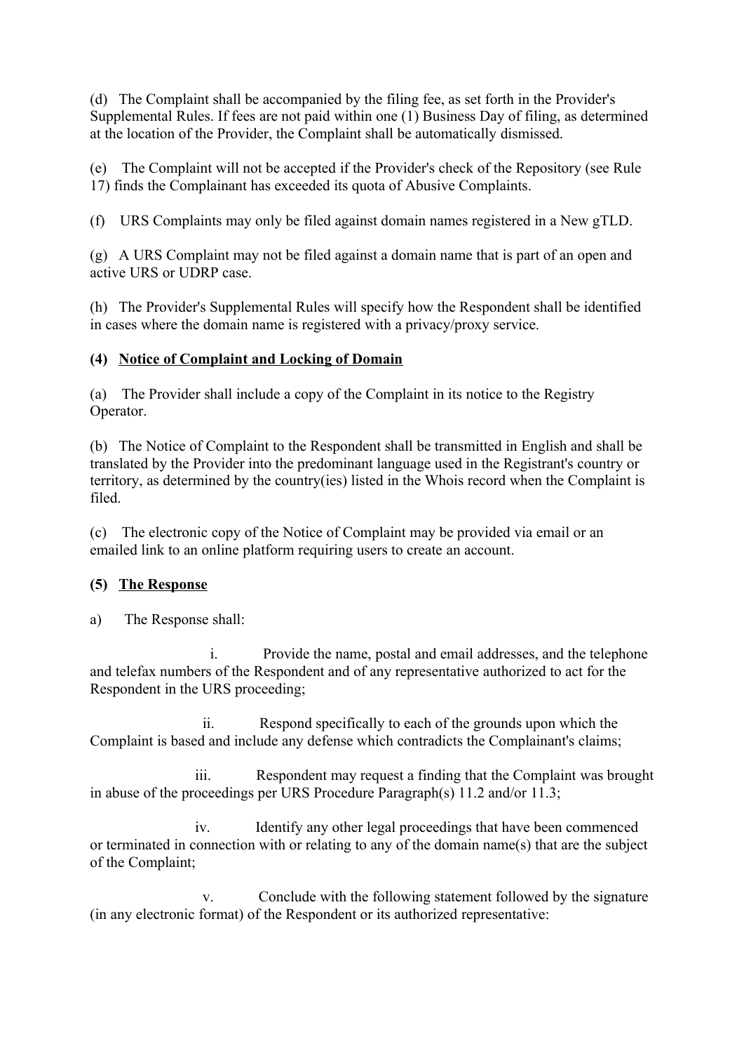(d) The Complaint shall be accompanied by the filing fee, as set forth in the Provider's Supplemental Rules. If fees are not paid within one (1) Business Day of filing, as determined at the location of the Provider, the Complaint shall be automatically dismissed.

(e) The Complaint will not be accepted if the Provider's check of the Repository (see Rule 17) finds the Complainant has exceeded its quota of Abusive Complaints.

(f) URS Complaints may only be filed against domain names registered in a New gTLD.

(g) A URS Complaint may not be filed against a domain name that is part of an open and active URS or UDRP case.

(h) The Provider's Supplemental Rules will specify how the Respondent shall be identified in cases where the domain name is registered with a privacy/proxy service.

**(4) <u>Notice of Complaint and Locking of Domain</u>**

(a) The Provider shall include a copy of the Complaint in its notice to the Registry Operator.

(b) The Notice of Complaint to the Respondent shall be transmitted in English and shall be translated by the Provider into the predominant language used in the Registrant's country or territory, as determined by the country(ies) listed in the Whois record when the Complaint is filed.

(c) The electronic copy of the Notice of Complaint may be provided via email or an emailed link to an online platform requiring users to create an account.

**(5) <u>The Response</u>**

a) The Response shall:

i. Provide the name, postal and email addresses, and the telephone and telefax numbers of the Respondent and of any representative authorized to act for the Respondent in the URS proceeding;

ii. Respond specifically to each of the grounds upon which the Complaint is based and include any defense which contradicts the Complainant's claims;

iii. Respondent may request a finding that the Complaint was brought in abuse of the proceedings per URS Procedure Paragraph(s) 11.2 and/or 11.3;

iv. Identify any other legal proceedings that have been commenced or terminated in connection with or relating to any of the domain name(s) that are the subject of the Complaint;

v. Conclude with the following statement followed by the signature (in any electronic format) of the Respondent or its authorized representative: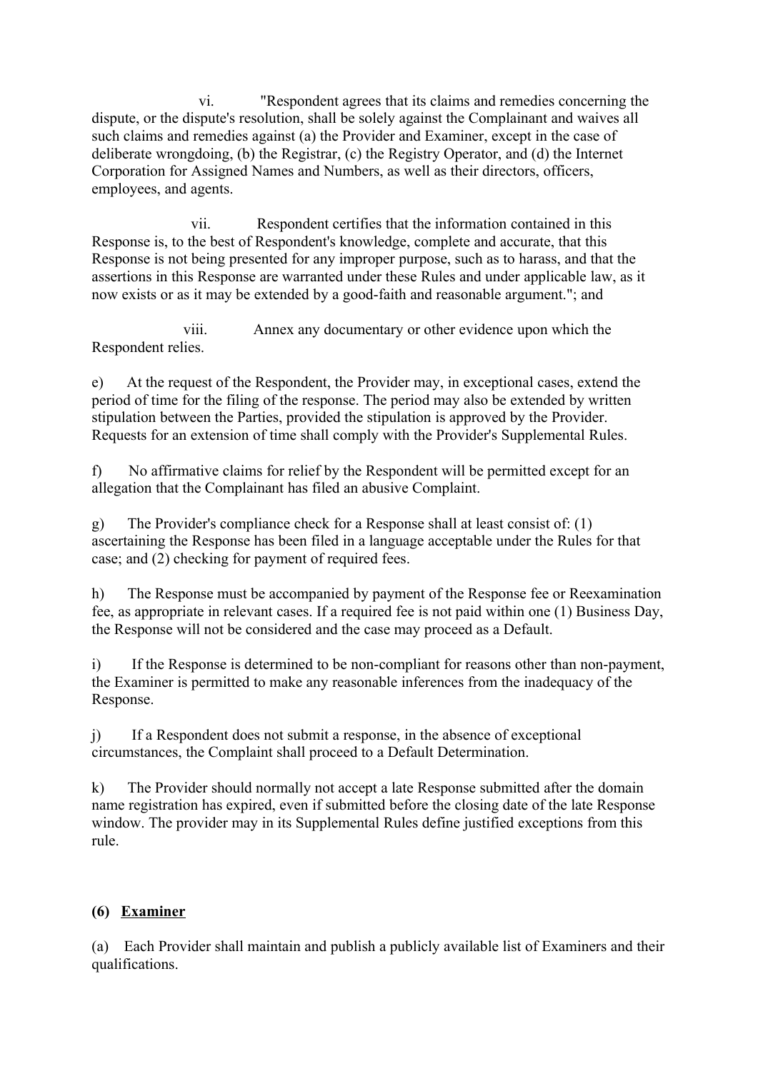vi. "Respondent agrees that its claims and remedies concerning the dispute, or the dispute's resolution, shall be solely against the Complainant and waives all such claims and remedies against (a) the Provider and Examiner, except in the case of deliberate wrongdoing, (b) the Registrar, (c) the Registry Operator, and (d) the Internet Corporation for Assigned Names and Numbers, as well as their directors, officers, employees, and agents.

vii. Respondent certifies that the information contained in this Response is, to the best of Respondent's knowledge, complete and accurate, that this Response is not being presented for any improper purpose, such as to harass, and that the assertions in this Response are warranted under these Rules and under applicable law, as it now exists or as it may be extended by a good-faith and reasonable argument."; and

viii. Annex any documentary or other evidence upon which the Respondent relies.

e) At the request of the Respondent, the Provider may, in exceptional cases, extend the period of time for the filing of the response. The period may also be extended by written stipulation between the Parties, provided the stipulation is approved by the Provider. Requests for an extension of time shall comply with the Provider's Supplemental Rules.

f) No affirmative claims for relief by the Respondent will be permitted except for an allegation that the Complainant has filed an abusive Complaint.

g) The Provider's compliance check for a Response shall at least consist of: (1) ascertaining the Response has been filed in a language acceptable under the Rules for that case; and (2) checking for payment of required fees.

h) The Response must be accompanied by payment of the Response fee or Reexamination fee, as appropriate in relevant cases. If a required fee is not paid within one (1) Business Day, the Response will not be considered and the case may proceed as a Default.

i) If the Response is determined to be non-compliant for reasons other than non-payment, the Examiner is permitted to make any reasonable inferences from the inadequacy of the Response.

j) If a Respondent does not submit a response, in the absence of exceptional circumstances, the Complaint shall proceed to a Default Determination.

k) The Provider should normally not accept a late Response submitted after the domain name registration has expired, even if submitted before the closing date of the late Response window. The provider may in its Supplemental Rules define justified exceptions from this rule.

**(6) <u>Examiner</u>**

(a) Each Provider shall maintain and publish a publicly available list of Examiners and their qualifications.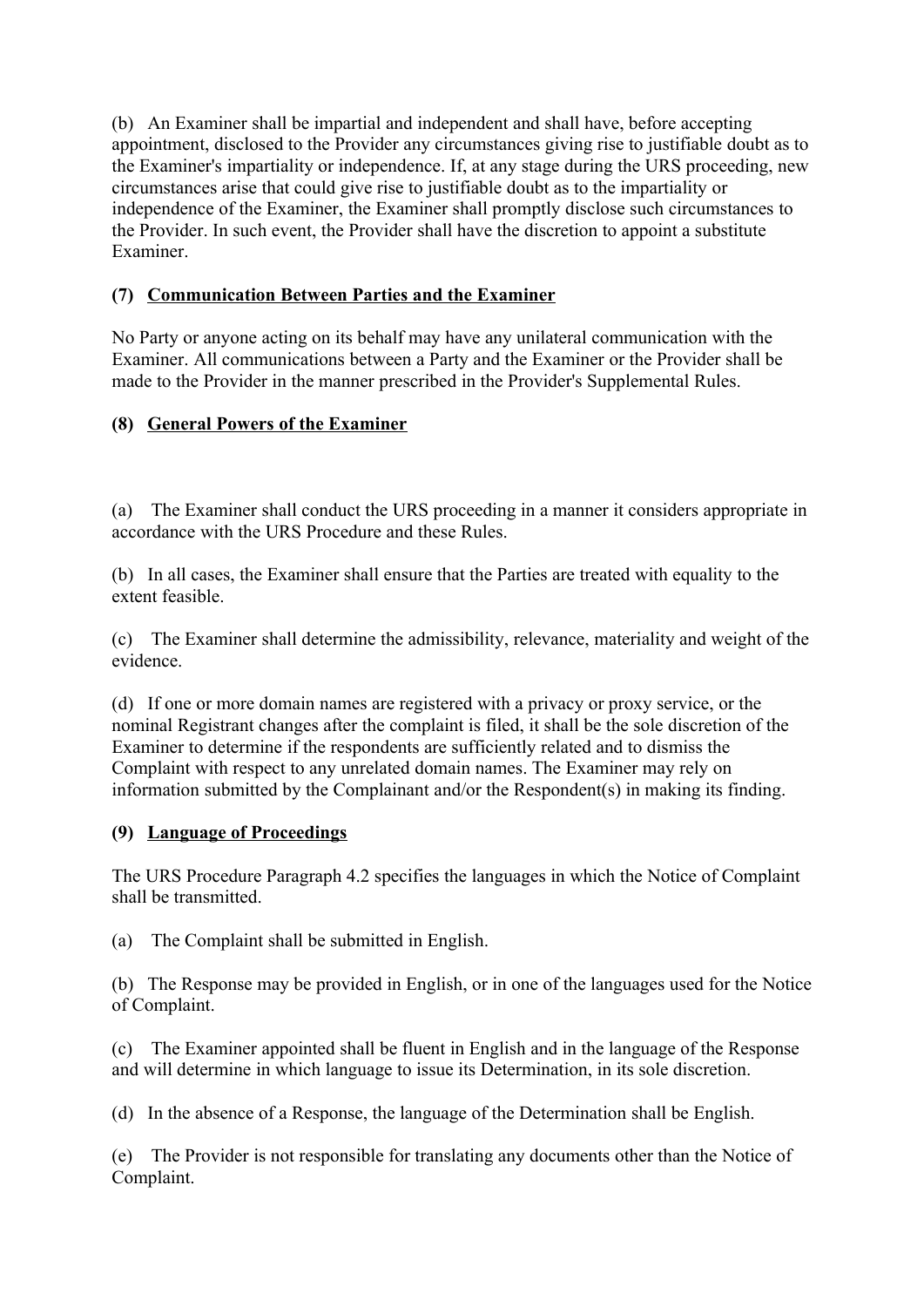(b) An Examiner shall be impartial and independent and shall have, before accepting appointment, disclosed to the Provider any circumstances giving rise to justifiable doubt as to the Examiner's impartiality or independence. If, at any stage during the URS proceeding, new circumstances arise that could give rise to justifiable doubt as to the impartiality or independence of the Examiner, the Examiner shall promptly disclose such circumstances to the Provider. In such event, the Provider shall have the discretion to appoint a substitute Examiner.

### (7) Communication Between Parties and the Examiner

No Party or anyone acting on its behalf may have any unilateral communication with the Examiner. All communications between a Party and the Examiner or the Provider shall be made to the Provider in the manner prescribed in the Provider's Supplemental Rules.

### (8) General Powers of the Examiner

(a) The Examiner shall conduct the URS proceeding in a manner it considers appropriate in accordance with the URS Procedure and these Rules.

(b) In all cases, the Examiner shall ensure that the Parties are treated with equality to the extent feasible.

(c) The Examiner shall determine the admissibility, relevance, materiality and weight of the evidence.

(d) If one or more domain names are registered with a privacy or proxy service, or the nominal Registrant changes after the complaint is filed, it shall be the sole discretion of the Examiner to determine if the respondents are sufficiently related and to dismiss the Complaint with respect to any unrelated domain names. The Examiner may rely on information submitted by the Complainant and/or the Respondent(s) in making its finding.

### (9) Language of Proceedings

The URS Procedure Paragraph 4.2 specifies the languages in which the Notice of Complaint shall be transmitted.

(a) The Complaint shall be submitted in English.

(b) The Response may be provided in English, or in one of the languages used for the Notice of Complaint.

(c) The Examiner appointed shall be fluent in English and in the language of the Response and will determine in which language to issue its Determination, in its sole discretion.

(d) In the absence of a Response, the language of the Determination shall be English.

(e) The Provider is not responsible for translating any documents other than the Notice of Complaint.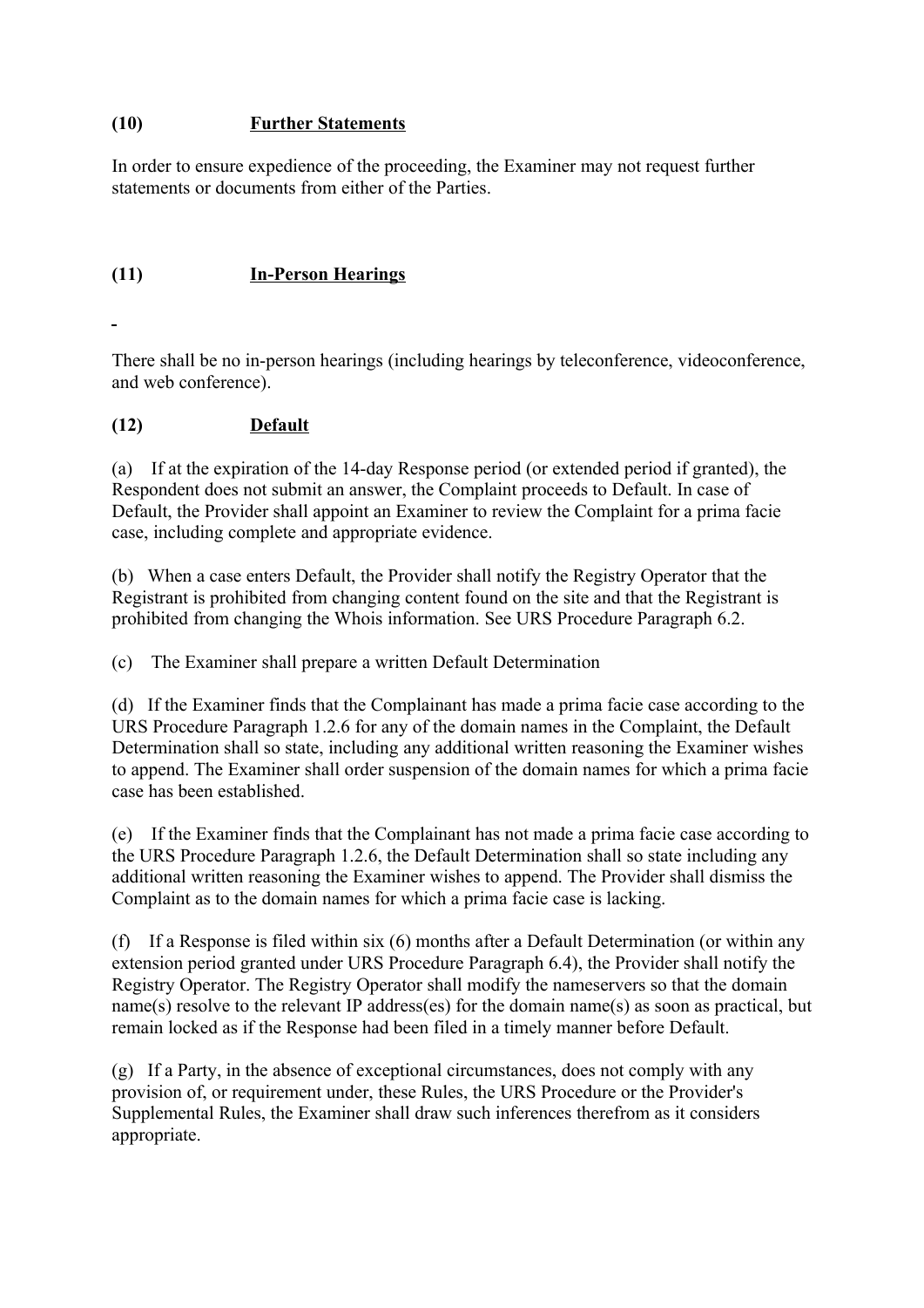**(10) Further Statements**

In order to ensure expedience of the proceeding, the Examiner may not request further statements or documents from either of the Parties.

**(11) In-Person Hearings**

There shall be no in-person hearings (including hearings by teleconference, videoconference, and web conference).

**(12) Default**

(a) If at the expiration of the 14-day Response period (or extended period if granted), the Respondent does not submit an answer, the Complaint proceeds to Default. In case of Default, the Provider shall appoint an Examiner to review the Complaint for a prima facie case, including complete and appropriate evidence.

(b) When a case enters Default, the Provider shall notify the Registry Operator that the Registrant is prohibited from changing content found on the site and that the Registrant is prohibited from changing the Whois information. See URS Procedure Paragraph 6.2.

(c) The Examiner shall prepare a written Default Determination

(d) If the Examiner finds that the Complainant has made a prima facie case according to the URS Procedure Paragraph 1.2.6 for any of the domain names in the Complaint, the Default Determination shall so state, including any additional written reasoning the Examiner wishes to append. The Examiner shall order suspension of the domain names for which a prima facie case has been established.

(e) If the Examiner finds that the Complainant has not made a prima facie case according to the URS Procedure Paragraph 1.2.6, the Default Determination shall so state including any additional written reasoning the Examiner wishes to append. The Provider shall dismiss the Complaint as to the domain names for which a prima facie case is lacking.

(f) If a Response is filed within six (6) months after a Default Determination (or within any extension period granted under URS Procedure Paragraph 6.4), the Provider shall notify the Registry Operator. The Registry Operator shall modify the nameservers so that the domain name(s) resolve to the relevant IP address(es) for the domain name(s) as soon as practical, but remain locked as if the Response had been filed in a timely manner before Default.

(g) If a Party, in the absence of exceptional circumstances, does not comply with any provision of, or requirement under, these Rules, the URS Procedure or the Provider's Supplemental Rules, the Examiner shall draw such inferences therefrom as it considers appropriate.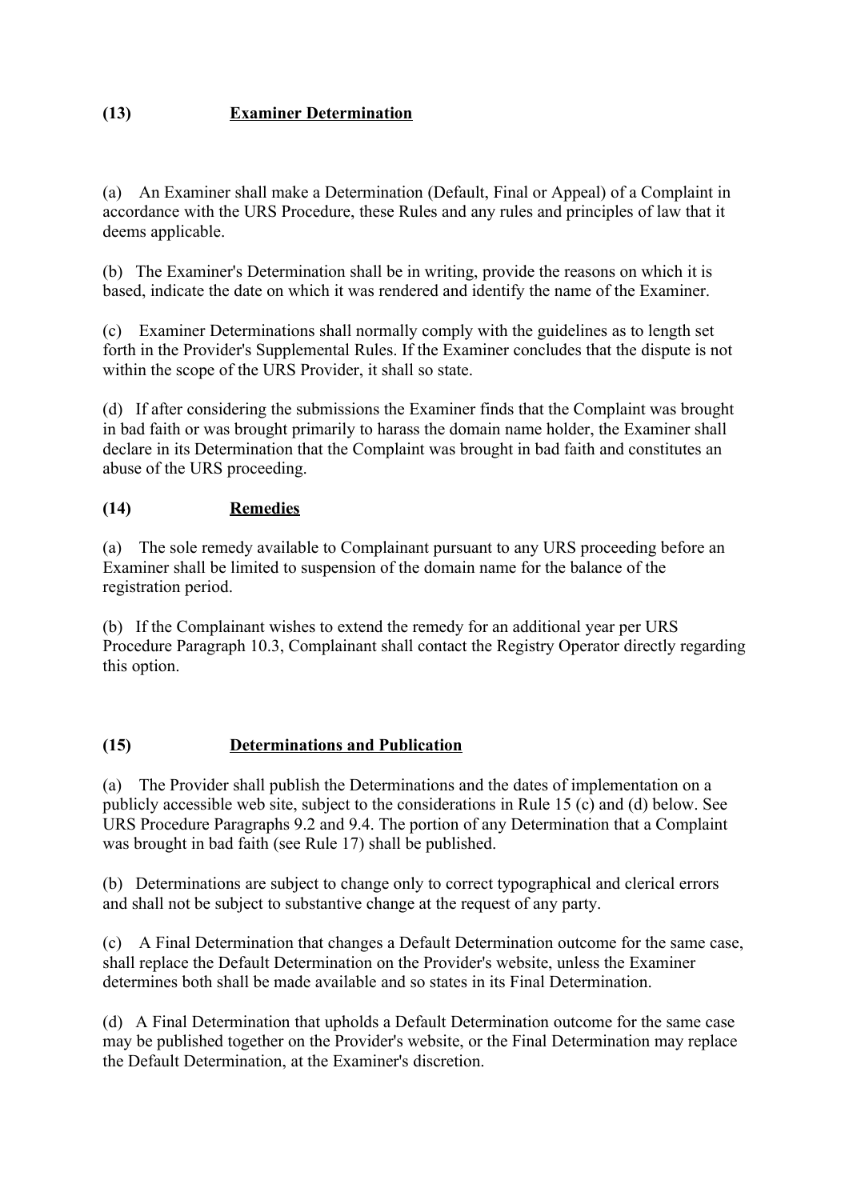## (13) Examiner Determination

(a) An Examiner shall make a Determination (Default, Final or Appeal) of a Complaint in accordance with the URS Procedure, these Rules and any rules and principles of law that it deems applicable.

(b) The Examiner's Determination shall be in writing, provide the reasons on which it is based, indicate the date on which it was rendered and identify the name of the Examiner.

(c) Examiner Determinations shall normally comply with the guidelines as to length set forth in the Provider's Supplemental Rules. If the Examiner concludes that the dispute is not within the scope of the URS Provider, it shall so state.

(d) If after considering the submissions the Examiner finds that the Complaint was brought in bad faith or was brought primarily to harass the domain name holder, the Examiner shall declare in its Determination that the Complaint was brought in bad faith and constitutes an abuse of the URS proceeding.

## (14) Remedies

(a) The sole remedy available to Complainant pursuant to any URS proceeding before an Examiner shall be limited to suspension of the domain name for the balance of the registration period.

(b) If the Complainant wishes to extend the remedy for an additional year per URS Procedure Paragraph 10.3, Complainant shall contact the Registry Operator directly regarding this option.

## (15) Determinations and Publication

(a) The Provider shall publish the Determinations and the dates of implementation on a publicly accessible web site, subject to the considerations in Rule 15 (c) and (d) below. See URS Procedure Paragraphs 9.2 and 9.4. The portion of any Determination that a Complaint was brought in bad faith (see Rule 17) shall be published.

(b) Determinations are subject to change only to correct typographical and clerical errors and shall not be subject to substantive change at the request of any party.

(c) A Final Determination that changes a Default Determination outcome for the same case, shall replace the Default Determination on the Provider's website, unless the Examiner determines both shall be made available and so states in its Final Determination.

(d) A Final Determination that upholds a Default Determination outcome for the same case may be published together on the Provider's website, or the Final Determination may replace the Default Determination, at the Examiner's discretion.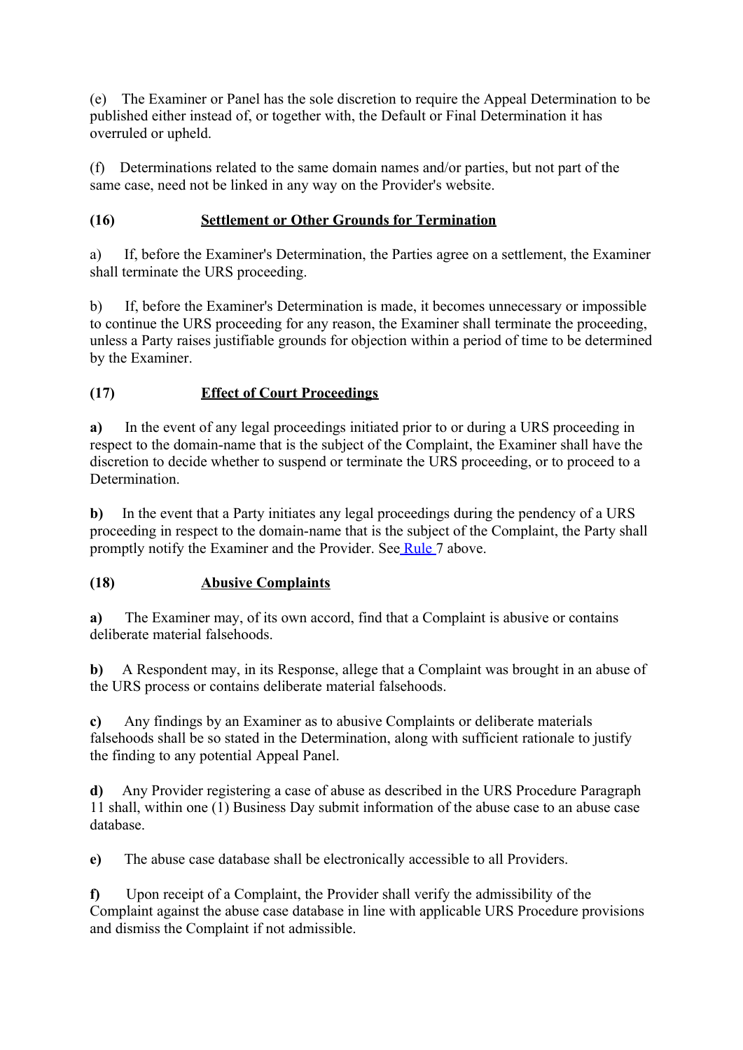(e) The Examiner or Panel has the sole discretion to require the Appeal Determination to be published either instead of, or together with, the Default or Final Determination it has overruled or upheld.

(f) Determinations related to the same domain names and/or parties, but not part of the same case, need not be linked in any way on the Provider's website.

**(16) Settlement or Other Grounds for Termination**

a) If, before the Examiner's Determination, the Parties agree on a settlement, the Examiner shall terminate the URS proceeding.

b) If, before the Examiner's Determination is made, it becomes unnecessary or impossible to continue the URS proceeding for any reason, the Examiner shall terminate the proceeding, unless a Party raises justifiable grounds for objection within a period of time to be determined by the Examiner.

**(17) Effect of Court Proceedings**

**a)** In the event of any legal proceedings initiated prior to or during a URS proceeding in respect to the domain-name that is the subject of the Complaint, the Examiner shall have the discretion to decide whether to suspend or terminate the URS proceeding, or to proceed to a Determination.

**b)** In the event that a Party initiates any legal proceedings during the pendency of a URS proceeding in respect to the domain-name that is the subject of the Complaint, the Party shall promptly notify the Examiner and the Provider. See Rule 7 above.

**(18) Abusive Complaints**

**a)** The Examiner may, of its own accord, find that a Complaint is abusive or contains deliberate material falsehoods.

**b)** A Respondent may, in its Response, allege that a Complaint was brought in an abuse of the URS process or contains deliberate material falsehoods.

**c)** Any findings by an Examiner as to abusive Complaints or deliberate materials falsehoods shall be so stated in the Determination, along with sufficient rationale to justify the finding to any potential Appeal Panel.

**d)** Any Provider registering a case of abuse as described in the URS Procedure Paragraph 11 shall, within one (1) Business Day submit information of the abuse case to an abuse case database.

**e)** The abuse case database shall be electronically accessible to all Providers.

**f)** Upon receipt of a Complaint, the Provider shall verify the admissibility of the Complaint against the abuse case database in line with applicable URS Procedure provisions and dismiss the Complaint if not admissible.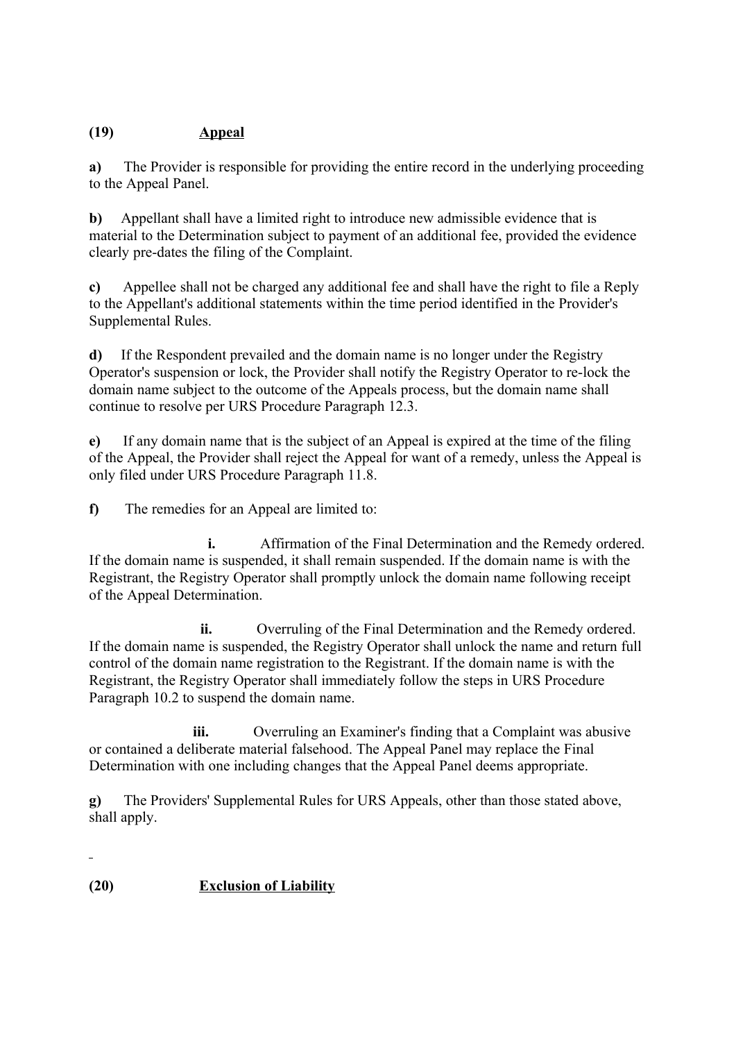**(19) Appeal**

**a)** The Provider is responsible for providing the entire record in the underlying proceeding to the Appeal Panel.

**b)** Appellant shall have a limited right to introduce new admissible evidence that is material to the Determination subject to payment of an additional fee, provided the evidence clearly pre-dates the filing of the Complaint.

**c)** Appellee shall not be charged any additional fee and shall have the right to file a Reply to the Appellant's additional statements within the time period identified in the Provider's Supplemental Rules.

**d)** If the Respondent prevailed and the domain name is no longer under the Registry Operator's suspension or lock, the Provider shall notify the Registry Operator to re-lock the domain name subject to the outcome of the Appeals process, but the domain name shall continue to resolve per URS Procedure Paragraph 12.3.

**e)** If any domain name that is the subject of an Appeal is expired at the time of the filing of the Appeal, the Provider shall reject the Appeal for want of a remedy, unless the Appeal is only filed under URS Procedure Paragraph 11.8.

**f)** The remedies for an Appeal are limited to:

**i.** Affirmation of the Final Determination and the Remedy ordered. If the domain name is suspended, it shall remain suspended. If the domain name is with the Registrant, the Registry Operator shall promptly unlock the domain name following receipt of the Appeal Determination.

**ii.** Overruling of the Final Determination and the Remedy ordered. If the domain name is suspended, the Registry Operator shall unlock the name and return full control of the domain name registration to the Registrant. If the domain name is with the Registrant, the Registry Operator shall immediately follow the steps in URS Procedure Paragraph 10.2 to suspend the domain name.

**iii.** Overruling an Examiner's finding that a Complaint was abusive or contained a deliberate material falsehood. The Appeal Panel may replace the Final Determination with one including changes that the Appeal Panel deems appropriate.

**g)** The Providers' Supplemental Rules for URS Appeals, other than those stated above, shall apply.

**(20) Exclusion of Liability**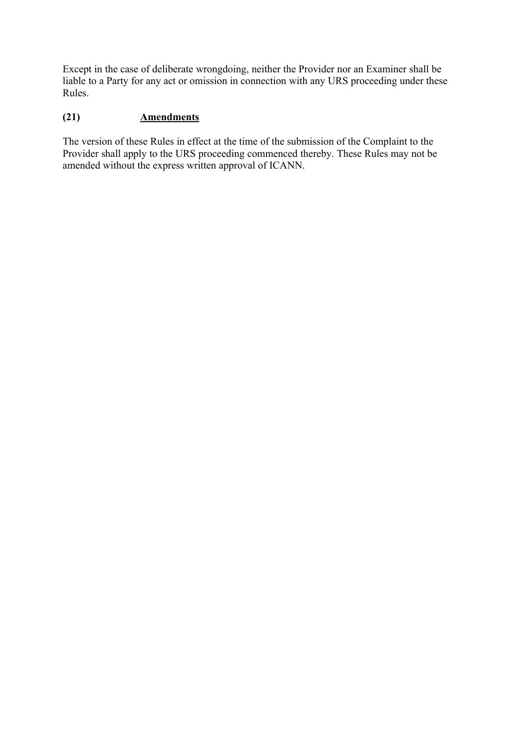Except in the case of deliberate wrongdoing, neither the Provider nor an Examiner shall be liable to a Party for any act or omission in connection with any URS proceeding under these Rules.

## (21) Amendments

The version of these Rules in effect at the time of the submission of the Complaint to the Provider shall apply to the URS proceeding commenced thereby. These Rules may not be amended without the express written approval of ICANN.